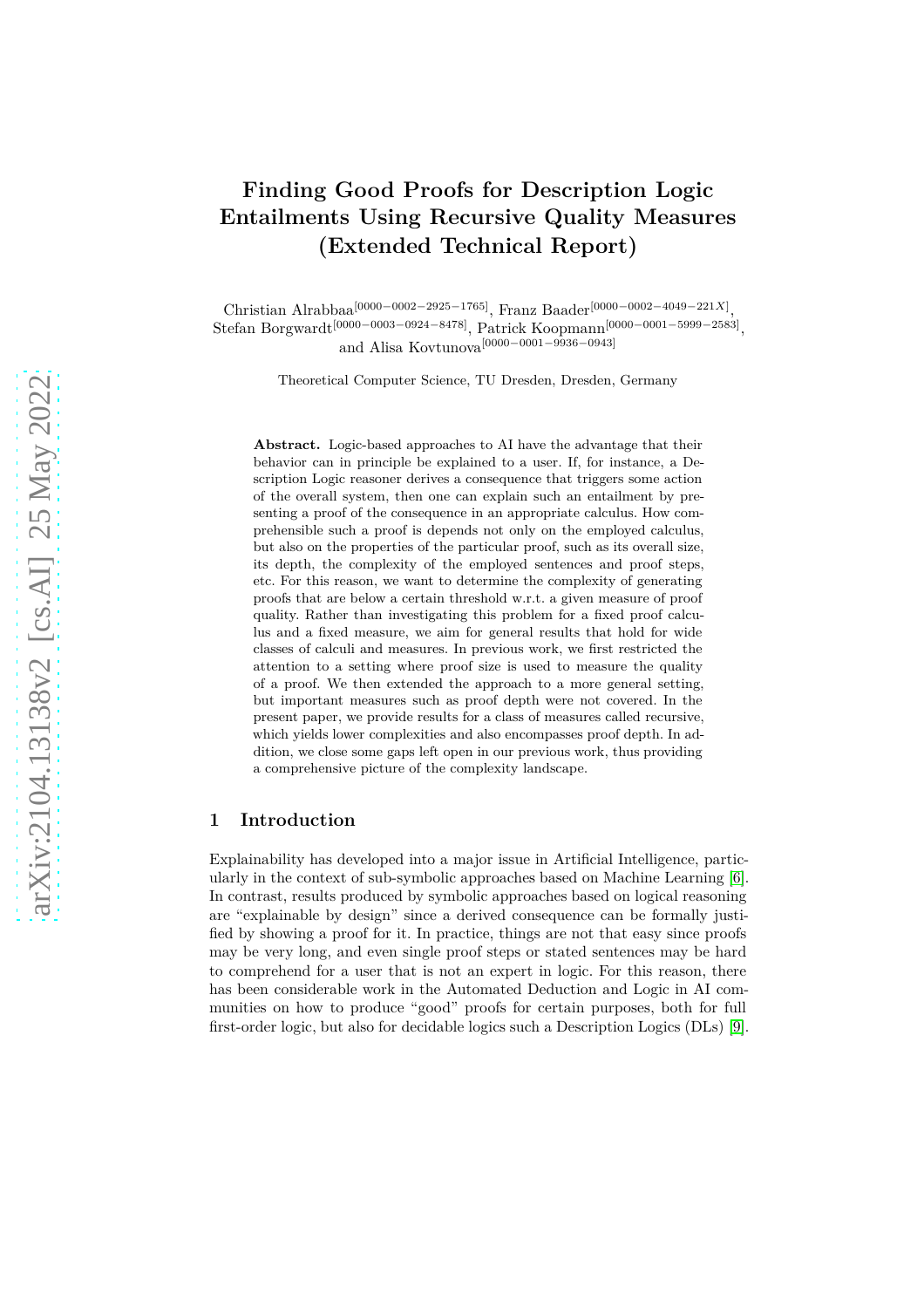# Finding Good Proofs for Description Logic Entailments Using Recursive Quality Measures (Extended Technical Report)

Christian Alrabbaa[0000−0002−2925−1765], Franz Baader[0000−0002−4049−221X], Stefan Borgwardt[0000−0003−0924−8478], Patrick Koopmann[0000−0001−5999−2583], and Alisa Kovtunova[0000−0001−9936−0943]

Theoretical Computer Science, TU Dresden, Dresden, Germany

**Abstract.** Logic-based approaches to AI have the advantage that their behavior can in principle be explained to a user. If, for instance, a Description Logic reasoner derives a consequence that triggers some action of the overall system, then one can explain such an entailment by presenting a proof of the consequence in an appropriate calculus. How comprehensible such a proof is depends not only on the employed calculus, but also on the properties of the particular proof, such as its overall size, its depth, the complexity of the employed sentences and proof steps, etc. For this reason, we want to determine the complexity of generating proofs that are below a certain threshold w.r.t. a given measure of proof quality. Rather than investigating this problem for a fixed proof calculus and a fixed measure, we aim for general results that hold for wide classes of calculi and measures. In previous work, we first restricted the attention to a setting where proof size is used to measure the quality of a proof. We then extended the approach to a more general setting, but important measures such as proof depth were not covered. In the present paper, we provide results for a class of measures called recursive, which yields lower complexities and also encompasses proof depth. In addition, we close some gaps left open in our previous work, thus providing a comprehensive picture of the complexity landscape.

## 1 Introduction

Explainability has developed into a major issue in Artificial Intelligence, particularly in the context of sub-symbolic approaches based on Machine Learning [6]. In contrast, results produced by symbolic approaches based on logical reasoning are "explainable by design" since a derived consequence can be formally justified by showing a proof for it. In practice, things are not that easy since proofs may be very long, and even single proof steps or stated sentences may be hard to comprehend for a user that is not an expert in logic. For this reason, there has been considerable work in the Automated Deduction and Logic in AI communities on how to produce "good" proofs for certain purposes, both for full first-order logic, but also for decidable logics such a Description Logics (DLs) [9].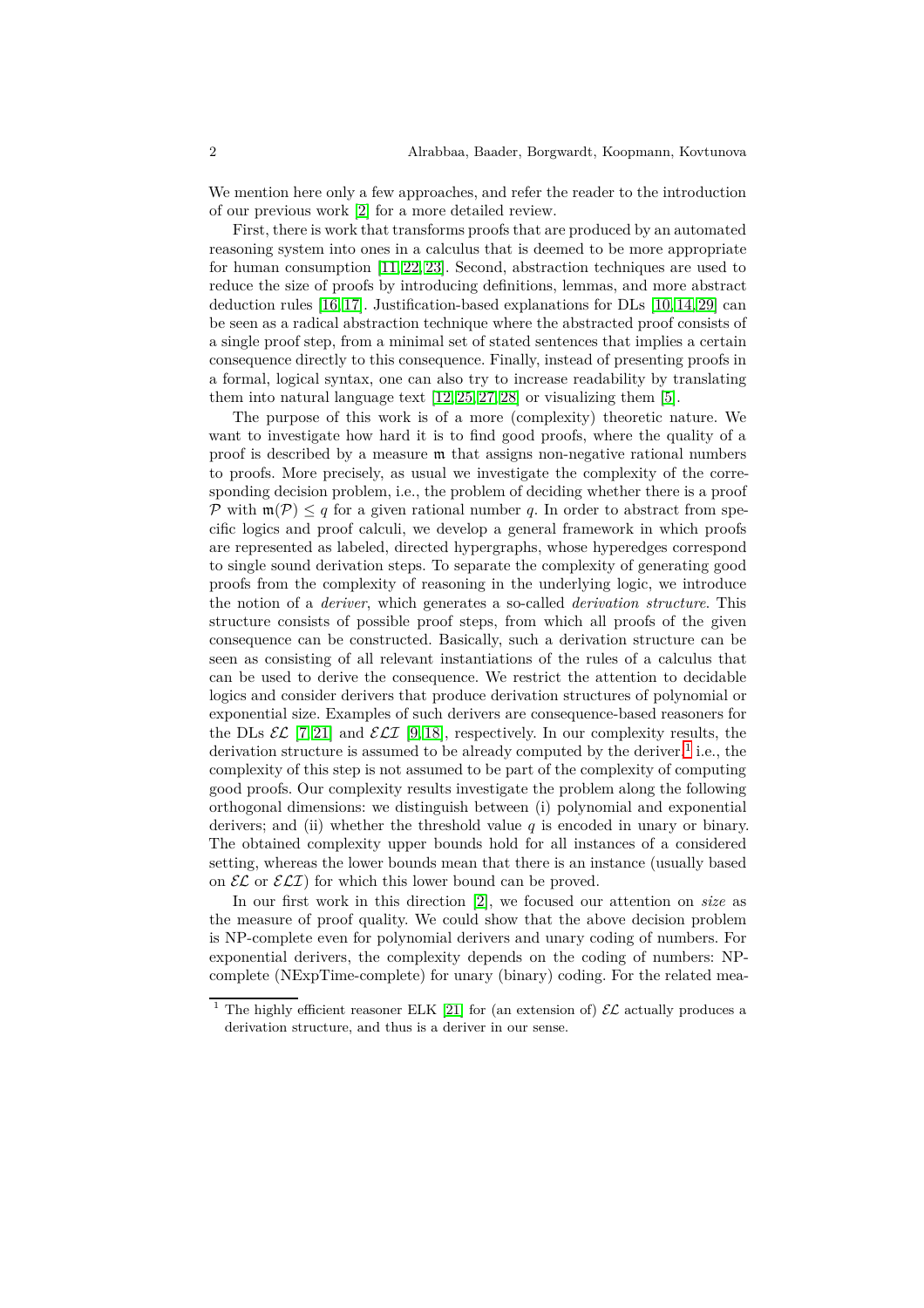We mention here only a few approaches, and refer the reader to the introduction of our previous work [2] for a more detailed review.

First, there is work that transforms proofs that are produced by an automated reasoning system into ones in a calculus that is deemed to be more appropriate for human consumption [11,22,23]. Second, abstraction techniques are used to reduce the size of proofs by introducing definitions, lemmas, and more abstract deduction rules [16,17]. Justification-based explanations for DLs [10,14,29] can be seen as a radical abstraction technique where the abstracted proof consists of a single proof step, from a minimal set of stated sentences that implies a certain consequence directly to this consequence. Finally, instead of presenting proofs in a formal, logical syntax, one can also try to increase readability by translating them into natural language text [12,25,27,28] or visualizing them [5].

The purpose of this work is of a more (complexity) theoretic nature. We want to investigate how hard it is to find good proofs, where the quality of a proof is described by a measure $\mathfrak{m}$ that assigns non-negative rational numbers to proofs. More precisely, as usual we investigate the complexity of the corresponding decision problem, i.e., the problem of deciding whether there is a proof $\mathcal{P}$ with $\mathfrak{m}(\mathcal{P}) \leq q$ for a given rational number $q$. In order to abstract from specific logics and proof calculi, we develop a general framework in which proofs are represented as labeled, directed hypergraphs, whose hyperedges correspond to single sound derivation steps. To separate the complexity of generating good proofs from the complexity of reasoning in the underlying logic, we introduce the notion of a *deriver*, which generates a so-called *derivation structure*. This structure consists of possible proof steps, from which all proofs of the given consequence can be constructed. Basically, such a derivation structure can be seen as consisting of all relevant instantiations of the rules of a calculus that can be used to derive the consequence. We restrict the attention to decidable logics and consider derivers that produce derivation structures of polynomial or exponential size. Examples of such derivers are consequence-based reasoners for the DLs $\mathcal{EL}$ [7,21] and $\mathcal{ELI}$ [9,18], respectively. In our complexity results, the derivation structure is assumed to be already computed by the deriver,[1] i.e., the complexity of this step is not assumed to be part of the complexity of computing good proofs. Our complexity results investigate the problem along the following orthogonal dimensions: we distinguish between (i) polynomial and exponential derivers; and (ii) whether the threshold value $q$ is encoded in unary or binary. The obtained complexity upper bounds hold for all instances of a considered setting, whereas the lower bounds mean that there is an instance (usually based on $\mathcal{EL}$ or $\mathcal{ELI}$) for which this lower bound can be proved.

In our first work in this direction [2], we focused our attention on *size* as the measure of proof quality. We could show that the above decision problem is NP-complete even for polynomial derivers and unary coding of numbers. For exponential derivers, the complexity depends on the coding of numbers: NP-complete (NExpTime-complete) for unary (binary) coding. For the related mea-

[1] The highly efficient reasoner ELK [21] for (an extension of) $\mathcal{EL}$ actually produces a derivation structure, and thus is a deriver in our sense.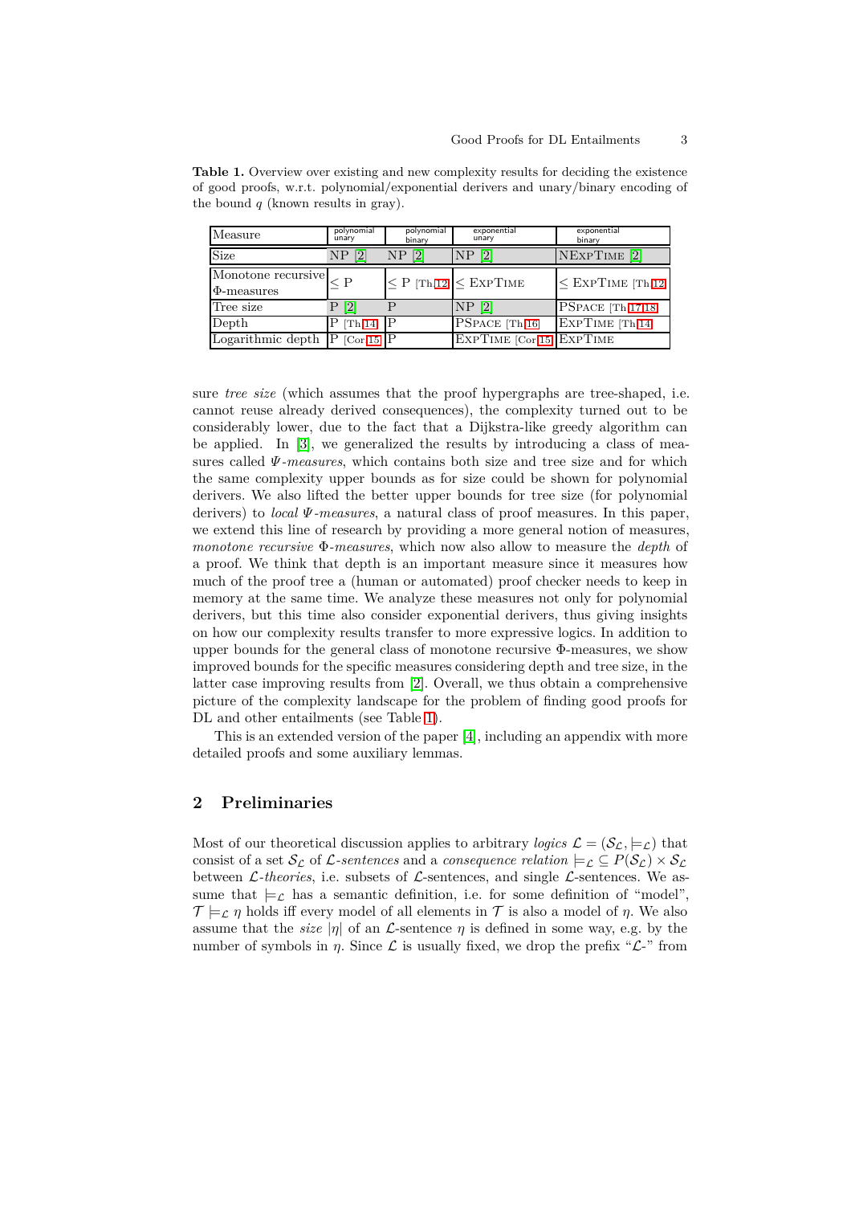**Table 1.** Overview over existing and new complexity results for deciding the existence of good proofs, w.r.t. polynomial/exponential derivers and unary/binary encoding of the bound $q$ (known results in gray).

| Measure | polynomial unary | polynomial binary | exponential unary | exponential binary |
|---|---|---|---|---|
| Size | NP [2] | NP [2] | NP [2] | NExpTime [2] |
| Monotone recursive $\Phi$-measures | $\leq$ P | $\leq$ P [Th 12] | $\leq$ ExpTime | $\leq$ ExpTime [Th 12] |
| Tree size | P [2] | P | NP [2] | PSpace [Th 17,18] |
| Depth | P [Th 14] | P | PSpace [Th 16] | ExpTime [Th 14] |
| Logarithmic depth | P [Cor 15] | P | ExpTime [Cor 15] | ExpTime |

sure *tree size* (which assumes that the proof hypergraphs are tree-shaped, i.e. cannot reuse already derived consequences), the complexity turned out to be considerably lower, due to the fact that a Dijkstra-like greedy algorithm can be applied. In [3], we generalized the results by introducing a class of measures called *$\Psi$-measures*, which contains both size and tree size and for which the same complexity upper bounds as for size could be shown for polynomial derivers. We also lifted the better upper bounds for tree size (for polynomial derivers) to *local $\Psi$-measures*, a natural class of proof measures. In this paper, we extend this line of research by providing a more general notion of measures, *monotone recursive* $\Phi$*-measures*, which now also allow to measure the *depth* of a proof. We think that depth is an important measure since it measures how much of the proof tree a (human or automated) proof checker needs to keep in memory at the same time. We analyze these measures not only for polynomial derivers, but this time also consider exponential derivers, thus giving insights on how our complexity results transfer to more expressive logics. In addition to upper bounds for the general class of monotone recursive $\Phi$-measures, we show improved bounds for the specific measures considering depth and tree size, in the latter case improving results from [2]. Overall, we thus obtain a comprehensive picture of the complexity landscape for the problem of finding good proofs for DL and other entailments (see Table 1).

This is an extended version of the paper [4], including an appendix with more detailed proofs and some auxiliary lemmas.

## 2 Preliminaries

Most of our theoretical discussion applies to arbitrary *logics* $\mathcal{L} = (\mathcal{S}_\mathcal{L}, \models_\mathcal{L})$ that consist of a set $\mathcal{S}_\mathcal{L}$ of $\mathcal{L}$*-sentences* and a *consequence relation* $\models_\mathcal{L} \subseteq P(\mathcal{S}_\mathcal{L}) \times \mathcal{S}_\mathcal{L}$ between $\mathcal{L}$*-theories*, i.e. subsets of $\mathcal{L}$-sentences, and single $\mathcal{L}$-sentences. We assume that $\models_\mathcal{L}$ has a semantic definition, i.e. for some definition of "model", $\mathcal{T} \models_\mathcal{L} \eta$ holds iff every model of all elements in $\mathcal{T}$ is also a model of $\eta$. We also assume that the *size* $|\eta|$ of an $\mathcal{L}$-sentence $\eta$ is defined in some way, e.g. by the number of symbols in $\eta$. Since $\mathcal{L}$ is usually fixed, we drop the prefix "$\mathcal{L}$-" from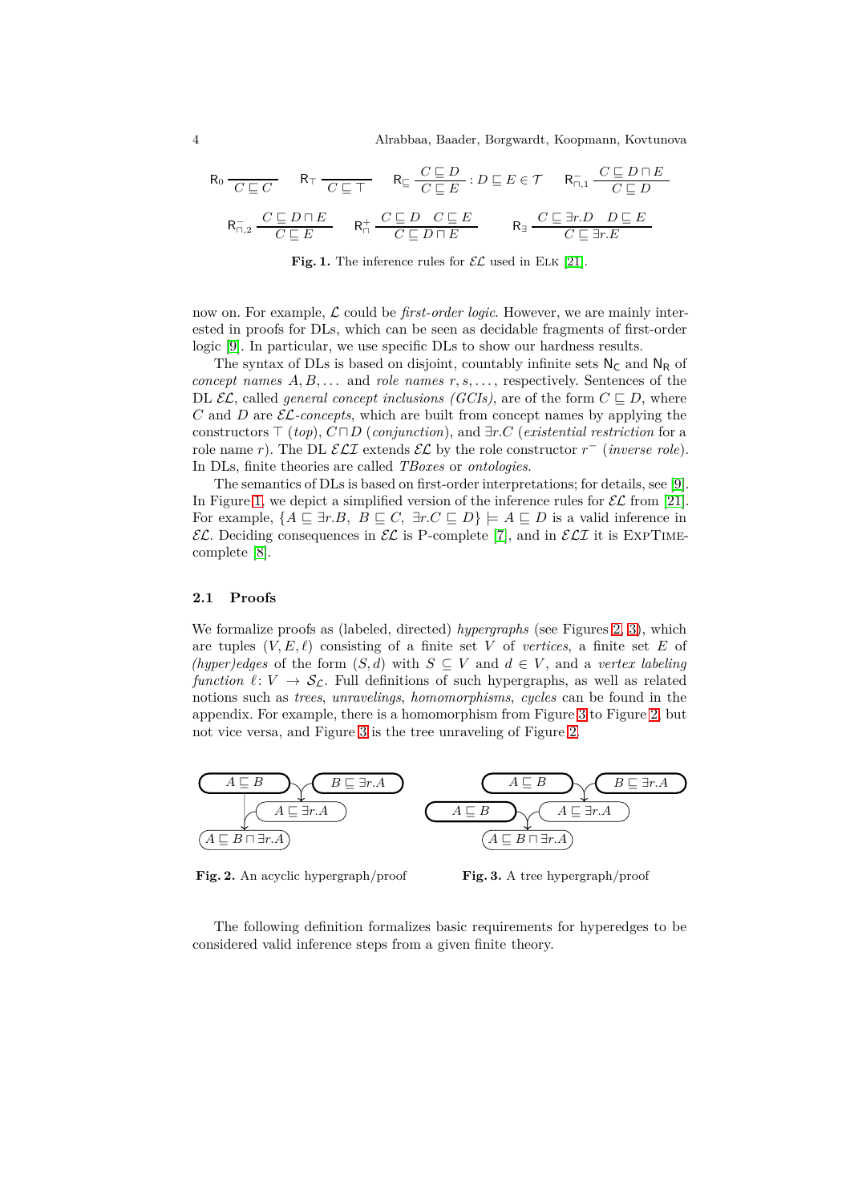$$\mathsf{R}_0 \frac{}{C \sqsubseteq C} \qquad \mathsf{R}_\top \frac{}{C \sqsubseteq \top} \qquad \mathsf{R}_\sqsubseteq \frac{C \sqsubseteq D}{C \sqsubseteq E} : D \sqsubseteq E \in \mathcal{T} \qquad \mathsf{R}^-_{\sqcap,1} \frac{C \sqsubseteq D \sqcap E}{C \sqsubseteq D}$$

$$\mathsf{R}^-_{\sqcap,2} \frac{C \sqsubseteq D \sqcap E}{C \sqsubseteq E} \qquad \mathsf{R}^+_\sqcap \frac{C \sqsubseteq D \quad C \sqsubseteq E}{C \sqsubseteq D \sqcap E} \qquad \mathsf{R}_\exists \frac{C \sqsubseteq \exists r.D \quad D \sqsubseteq E}{C \sqsubseteq \exists r.E}$$

**Fig. 1.** The inference rules for $\mathcal{EL}$ used in ELK [21].

now on. For example, $\mathcal{L}$ could be *first-order logic*. However, we are mainly interested in proofs for DLs, which can be seen as decidable fragments of first-order logic [9]. In particular, we use specific DLs to show our hardness results.

The syntax of DLs is based on disjoint, countably infinite sets $\mathsf{N_C}$ and $\mathsf{N_R}$ of *concept names* $A, B, \dots$ and *role names* $r, s, \dots$, respectively. Sentences of the DL $\mathcal{EL}$, called *general concept inclusions (GCIs)*, are of the form $C \sqsubseteq D$, where $C$ and $D$ are $\mathcal{EL}$*-concepts*, which are built from concept names by applying the constructors $\top$ (*top*), $C \sqcap D$ (*conjunction*), and $\exists r.C$ (*existential restriction* for a role name $r$). The DL $\mathcal{ELI}$ extends $\mathcal{EL}$ by the role constructor $r^-$ (*inverse role*). In DLs, finite theories are called *TBoxes* or *ontologies*.

The semantics of DLs is based on first-order interpretations; for details, see [9]. In Figure 1, we depict a simplified version of the inference rules for $\mathcal{EL}$ from [21]. For example, $\{A \sqsubseteq \exists r.B,\ B \sqsubseteq C,\ \exists r.C \sqsubseteq D\} \models A \sqsubseteq D$ is a valid inference in $\mathcal{EL}$. Deciding consequences in $\mathcal{EL}$ is P-complete [7], and in $\mathcal{ELI}$ it is ExpTime-complete [8].

### 2.1 Proofs

We formalize proofs as (labeled, directed) *hypergraphs* (see Figures 2, 3), which are tuples $(V, E, \ell)$ consisting of a finite set $V$ of *vertices*, a finite set $E$ of *(hyper)edges* of the form $(S, d)$ with $S \subseteq V$ and $d \in V$, and a *vertex labeling function* $\ell \colon V \to \mathcal{S}_\mathcal{L}$. Full definitions of such hypergraphs, as well as related notions such as *trees*, *unravelings*, *homomorphisms*, *cycles* can be found in the appendix. For example, there is a homomorphism from Figure 3 to Figure 2, but not vice versa, and Figure 3 is the tree unraveling of Figure 2.

$A \sqsubseteq B$ — $B \sqsubseteq \exists r.A$ — $A \sqsubseteq \exists r.A$ — $A \sqsubseteq B \sqcap \exists r.A$

**Fig. 2.** An acyclic hypergraph/proof

$A \sqsubseteq B$ — $B \sqsubseteq \exists r.A$ — $A \sqsubseteq B$ — $A \sqsubseteq \exists r.A$ — $A \sqsubseteq B \sqcap \exists r.A$

**Fig. 3.** A tree hypergraph/proof

The following definition formalizes basic requirements for hyperedges to be considered valid inference steps from a given finite theory.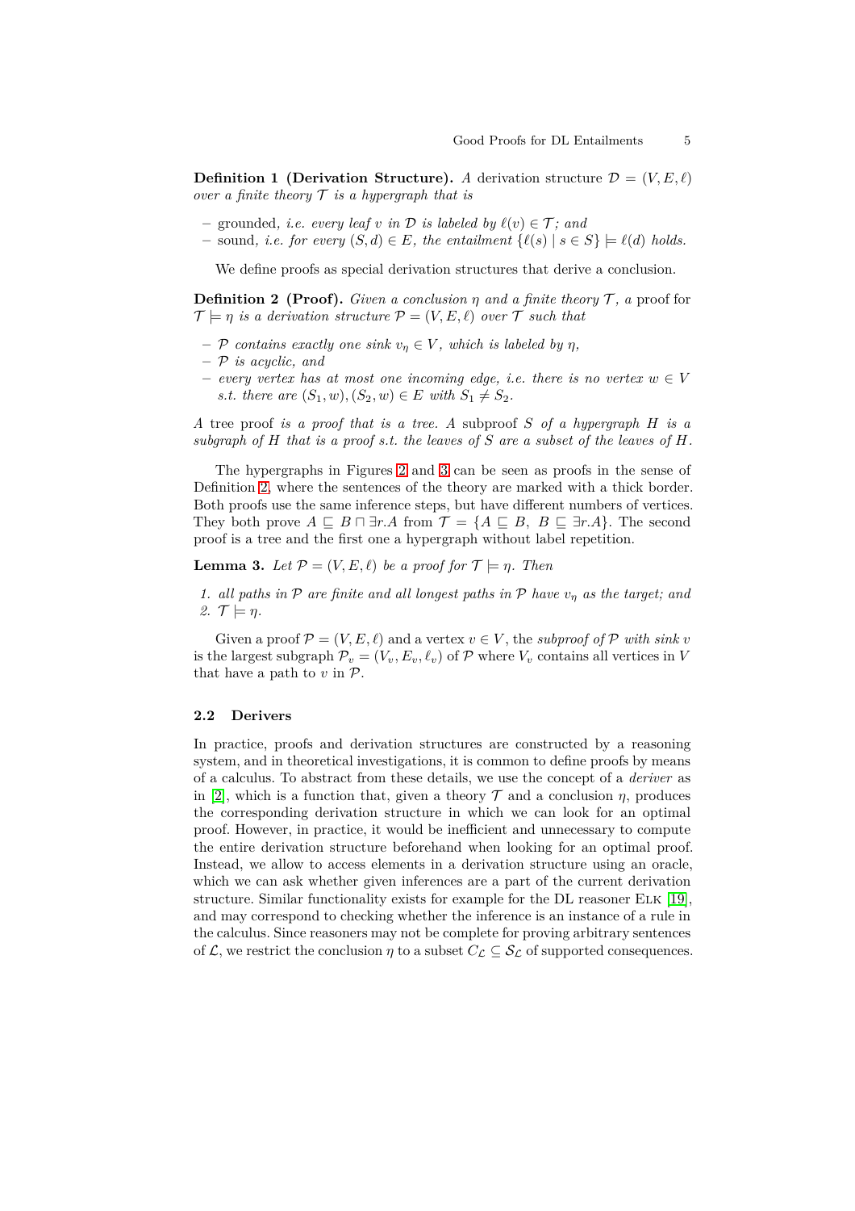**Definition 1 (Derivation Structure).** *A* derivation structure $\mathcal{D} = (V, E, \ell)$ *over a finite theory* $\mathcal{T}$ *is a hypergraph that is*

- grounded, *i.e. every leaf* $v$ *in* $\mathcal{D}$ *is labeled by* $\ell(v) \in \mathcal{T}$*; and*
- sound, *i.e. for every* $(S, d) \in E$*, the entailment* $\{\ell(s) \mid s \in S\} \models \ell(d)$ *holds.*

We define proofs as special derivation structures that derive a conclusion.

**Definition 2 (Proof).** *Given a conclusion* $\eta$ *and a finite theory* $\mathcal{T}$*, a* proof for $\mathcal{T} \models \eta$ *is a derivation structure* $\mathcal{P} = (V, E, \ell)$ *over* $\mathcal{T}$ *such that*

- $\mathcal{P}$ *contains exactly one sink* $v_\eta \in V$*, which is labeled by* $\eta$*,*
- $\mathcal{P}$ *is acyclic, and*
- *every vertex has at most one incoming edge, i.e. there is no vertex* $w \in V$ *s.t. there are* $(S_1, w), (S_2, w) \in E$ *with* $S_1 \neq S_2$*.*

*A* tree proof *is a proof that is a tree. A* subproof $S$ *of a hypergraph* $H$ *is a subgraph of* $H$ *that is a proof s.t. the leaves of* $S$ *are a subset of the leaves of* $H$*.*

The hypergraphs in Figures 2 and 3 can be seen as proofs in the sense of Definition 2, where the sentences of the theory are marked with a thick border. Both proofs use the same inference steps, but have different numbers of vertices. They both prove $A \sqsubseteq B \sqcap \exists r.A$ from $\mathcal{T} = \{A \sqsubseteq B,\ B \sqsubseteq \exists r.A\}$. The second proof is a tree and the first one a hypergraph without label repetition.

**Lemma 3.** *Let* $\mathcal{P} = (V, E, \ell)$ *be a proof for* $\mathcal{T} \models \eta$*. Then*

1. *all paths in* $\mathcal{P}$ *are finite and all longest paths in* $\mathcal{P}$ *have* $v_\eta$ *as the target; and*
2. $\mathcal{T} \models \eta$*.*

Given a proof $\mathcal{P} = (V, E, \ell)$ and a vertex $v \in V$, the *subproof of* $\mathcal{P}$ *with sink* $v$ is the largest subgraph $\mathcal{P}_v = (V_v, E_v, \ell_v)$ of $\mathcal{P}$ where $V_v$ contains all vertices in $V$ that have a path to $v$ in $\mathcal{P}$.

### 2.2 Derivers

In practice, proofs and derivation structures are constructed by a reasoning system, and in theoretical investigations, it is common to define proofs by means of a calculus. To abstract from these details, we use the concept of a *deriver* as in [2], which is a function that, given a theory $\mathcal{T}$ and a conclusion $\eta$, produces the corresponding derivation structure in which we can look for an optimal proof. However, in practice, it would be inefficient and unnecessary to compute the entire derivation structure beforehand when looking for an optimal proof. Instead, we allow to access elements in a derivation structure using an oracle, which we can ask whether given inferences are a part of the current derivation structure. Similar functionality exists for example for the DL reasoner Elk [19], and may correspond to checking whether the inference is an instance of a rule in the calculus. Since reasoners may not be complete for proving arbitrary sentences of $\mathcal{L}$, we restrict the conclusion $\eta$ to a subset $C_\mathcal{L} \subseteq \mathcal{S}_\mathcal{L}$ of supported consequences.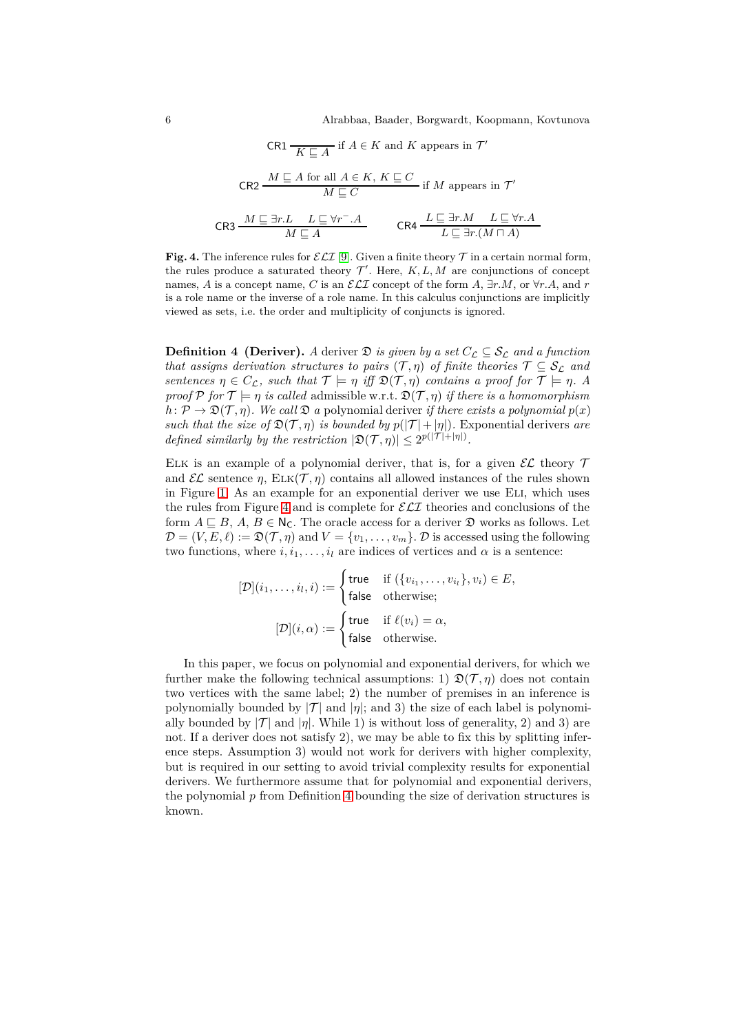$$\mathsf{CR1}\ \frac{}{K \sqsubseteq A} \text{ if } A \in K \text{ and } K \text{ appears in } \mathcal{T}'$$

$$\mathsf{CR2}\ \frac{M \sqsubseteq A \text{ for all } A \in K,\ K \sqsubseteq C}{M \sqsubseteq C} \text{ if } M \text{ appears in } \mathcal{T}'$$

$$\mathsf{CR3}\ \frac{M \sqsubseteq \exists r.L \quad L \sqsubseteq \forall r^{-}.A}{M \sqsubseteq A} \qquad \mathsf{CR4}\ \frac{L \sqsubseteq \exists r.M \quad L \sqsubseteq \forall r.A}{L \sqsubseteq \exists r.(M \sqcap A)}$$

**Fig. 4.** The inference rules for $\mathcal{ELI}$ [9]. Given a finite theory $\mathcal{T}$ in a certain normal form, the rules produce a saturated theory $\mathcal{T}'$. Here, $K, L, M$ are conjunctions of concept names, $A$ is a concept name, $C$ is an $\mathcal{ELI}$ concept of the form $A$, $\exists r.M$, or $\forall r.A$, and $r$ is a role name or the inverse of a role name. In this calculus conjunctions are implicitly viewed as sets, i.e. the order and multiplicity of conjuncts is ignored.

**Definition 4 (Deriver).** *A* deriver $\mathfrak{D}$ *is given by a set $C_{\mathcal{L}} \subseteq \mathcal{S}_{\mathcal{L}}$ and a function that assigns derivation structures to pairs $(\mathcal{T}, \eta)$ of finite theories $\mathcal{T} \subseteq \mathcal{S}_{\mathcal{L}}$ and sentences $\eta \in C_{\mathcal{L}}$, such that $\mathcal{T} \models \eta$ iff $\mathfrak{D}(\mathcal{T}, \eta)$ contains a proof for $\mathcal{T} \models \eta$. A proof $\mathcal{P}$ for $\mathcal{T} \models \eta$ is called* admissible *w.r.t. $\mathfrak{D}(\mathcal{T}, \eta)$ if there is a homomorphism $h \colon \mathcal{P} \to \mathfrak{D}(\mathcal{T}, \eta)$. We call $\mathfrak{D}$ a* polynomial deriver *if there exists a polynomial $p(x)$ such that the size of $\mathfrak{D}(\mathcal{T}, \eta)$ is bounded by $p(|\mathcal{T}| + |\eta|)$.* Exponential derivers *are defined similarly by the restriction $|\mathfrak{D}(\mathcal{T}, \eta)| \leq 2^{p(|\mathcal{T}|+|\eta|)}$.*

Elk is an example of a polynomial deriver, that is, for a given $\mathcal{EL}$ theory $\mathcal{T}$ and $\mathcal{EL}$ sentence $\eta$, $\text{Elk}(\mathcal{T}, \eta)$ contains all allowed instances of the rules shown in Figure 1. As an example for an exponential deriver we use Eli, which uses the rules from Figure 4 and is complete for $\mathcal{ELI}$ theories and conclusions of the form $A \sqsubseteq B$, $A, B \in \mathsf{N_C}$. The oracle access for a deriver $\mathfrak{D}$ works as follows. Let $\mathcal{D} = (V, E, \ell) := \mathfrak{D}(\mathcal{T}, \eta)$ and $V = \{v_1, \ldots, v_m\}$. $\mathcal{D}$ is accessed using the following two functions, where $i, i_1, \ldots, i_l$ are indices of vertices and $\alpha$ is a sentence:

$$[\mathcal{D}](i_1, \ldots, i_l, i) := \begin{cases} \mathsf{true} & \text{if } (\{v_{i_1}, \ldots, v_{i_l}\}, v_i) \in E, \\ \mathsf{false} & \text{otherwise;} \end{cases}$$

$$[\mathcal{D}](i, \alpha) := \begin{cases} \mathsf{true} & \text{if } \ell(v_i) = \alpha, \\ \mathsf{false} & \text{otherwise.} \end{cases}$$

In this paper, we focus on polynomial and exponential derivers, for which we further make the following technical assumptions: 1) $\mathfrak{D}(\mathcal{T}, \eta)$ does not contain two vertices with the same label; 2) the number of premises in an inference is polynomially bounded by $|\mathcal{T}|$ and $|\eta|$; and 3) the size of each label is polynomially bounded by $|\mathcal{T}|$ and $|\eta|$. While 1) is without loss of generality, 2) and 3) are not. If a deriver does not satisfy 2), we may be able to fix this by splitting inference steps. Assumption 3) would not work for derivers with higher complexity, but is required in our setting to avoid trivial complexity results for exponential derivers. We furthermore assume that for polynomial and exponential derivers, the polynomial $p$ from Definition 4 bounding the size of derivation structures is known.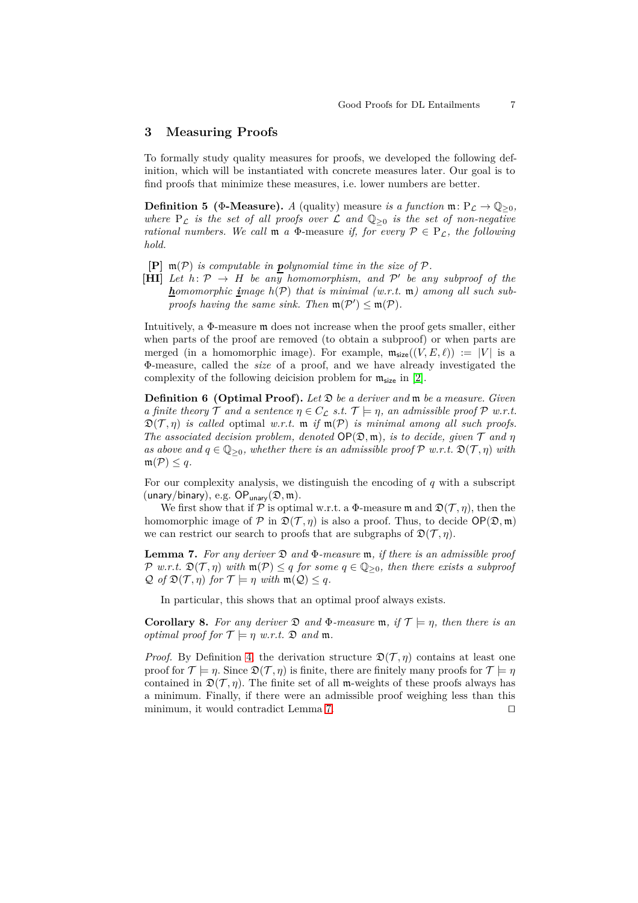## 3 Measuring Proofs

To formally study quality measures for proofs, we developed the following definition, which will be instantiated with concrete measures later. Our goal is to find proofs that minimize these measures, i.e. lower numbers are better.

**Definition 5 ($\Phi$-Measure).** *A* (quality) measure *is a function* $\mathfrak{m}\colon \mathrm{P}_{\mathcal{L}} \to \mathbb{Q}_{\geq 0}$*, where* $\mathrm{P}_{\mathcal{L}}$ *is the set of all proofs over* $\mathcal{L}$ *and* $\mathbb{Q}_{\geq 0}$ *is the set of non-negative rational numbers. We call* $\mathfrak{m}$ *a* $\Phi$-measure *if, for every* $\mathcal{P} \in \mathrm{P}_{\mathcal{L}}$*, the following hold.*

- **[P]** $\mathfrak{m}(\mathcal{P})$ *is computable in* ***p****olynomial time in the size of* $\mathcal{P}$*.*
- **[HI]** *Let* $h\colon \mathcal{P} \to H$ *be any homomorphism, and* $\mathcal{P}'$ *be any subproof of the* ***h****omomorphic* ***i****mage* $h(\mathcal{P})$ *that is minimal (w.r.t.* $\mathfrak{m}$*) among all such subproofs having the same sink. Then* $\mathfrak{m}(\mathcal{P}') \leq \mathfrak{m}(\mathcal{P})$*.*

Intuitively, a $\Phi$-measure $\mathfrak{m}$ does not increase when the proof gets smaller, either when parts of the proof are removed (to obtain a subproof) or when parts are merged (in a homomorphic image). For example, $\mathfrak{m}_{\mathsf{size}}((V, E, \ell)) := |V|$ is a $\Phi$-measure, called the *size* of a proof, and we have already investigated the complexity of the following deicision problem for $\mathfrak{m}_{\mathsf{size}}$ in [2].

**Definition 6 (Optimal Proof).** *Let* $\mathfrak{D}$ *be a deriver and* $\mathfrak{m}$ *be a measure. Given a finite theory* $\mathcal{T}$ *and a sentence* $\eta \in C_{\mathcal{L}}$ *s.t.* $\mathcal{T} \models \eta$*, an admissible proof* $\mathcal{P}$ *w.r.t.* $\mathfrak{D}(\mathcal{T}, \eta)$ *is called* optimal *w.r.t.* $\mathfrak{m}$ *if* $\mathfrak{m}(\mathcal{P})$ *is minimal among all such proofs. The associated decision problem, denoted* $\mathsf{OP}(\mathfrak{D}, \mathfrak{m})$*, is to decide, given* $\mathcal{T}$ *and* $\eta$ *as above and* $q \in \mathbb{Q}_{\geq 0}$*, whether there is an admissible proof* $\mathcal{P}$ *w.r.t.* $\mathfrak{D}(\mathcal{T}, \eta)$ *with* $\mathfrak{m}(\mathcal{P}) \leq q$*.*

For our complexity analysis, we distinguish the encoding of $q$ with a subscript (unary/binary), e.g. $\mathsf{OP}_{\mathsf{unary}}(\mathfrak{D}, \mathfrak{m})$.

We first show that if $\mathcal{P}$ is optimal w.r.t. a $\Phi$-measure $\mathfrak{m}$ and $\mathfrak{D}(\mathcal{T}, \eta)$, then the homomorphic image of $\mathcal{P}$ in $\mathfrak{D}(\mathcal{T}, \eta)$ is also a proof. Thus, to decide $\mathsf{OP}(\mathfrak{D}, \mathfrak{m})$ we can restrict our search to proofs that are subgraphs of $\mathfrak{D}(\mathcal{T}, \eta)$.

**Lemma 7.** *For any deriver* $\mathfrak{D}$ *and* $\Phi$*-measure* $\mathfrak{m}$*, if there is an admissible proof* $\mathcal{P}$ *w.r.t.* $\mathfrak{D}(\mathcal{T}, \eta)$ *with* $\mathfrak{m}(\mathcal{P}) \leq q$ *for some* $q \in \mathbb{Q}_{\geq 0}$*, then there exists a subproof* $\mathcal{Q}$ *of* $\mathfrak{D}(\mathcal{T}, \eta)$ *for* $\mathcal{T} \models \eta$ *with* $\mathfrak{m}(\mathcal{Q}) \leq q$*.*

In particular, this shows that an optimal proof always exists.

**Corollary 8.** *For any deriver* $\mathfrak{D}$ *and* $\Phi$*-measure* $\mathfrak{m}$*, if* $\mathcal{T} \models \eta$*, then there is an optimal proof for* $\mathcal{T} \models \eta$ *w.r.t.* $\mathfrak{D}$ *and* $\mathfrak{m}$*.*

*Proof.* By Definition 4, the derivation structure $\mathfrak{D}(\mathcal{T}, \eta)$ contains at least one proof for $\mathcal{T} \models \eta$. Since $\mathfrak{D}(\mathcal{T}, \eta)$ is finite, there are finitely many proofs for $\mathcal{T} \models \eta$ contained in $\mathfrak{D}(\mathcal{T}, \eta)$. The finite set of all $\mathfrak{m}$-weights of these proofs always has a minimum. Finally, if there were an admissible proof weighing less than this minimum, it would contradict Lemma 7. ◻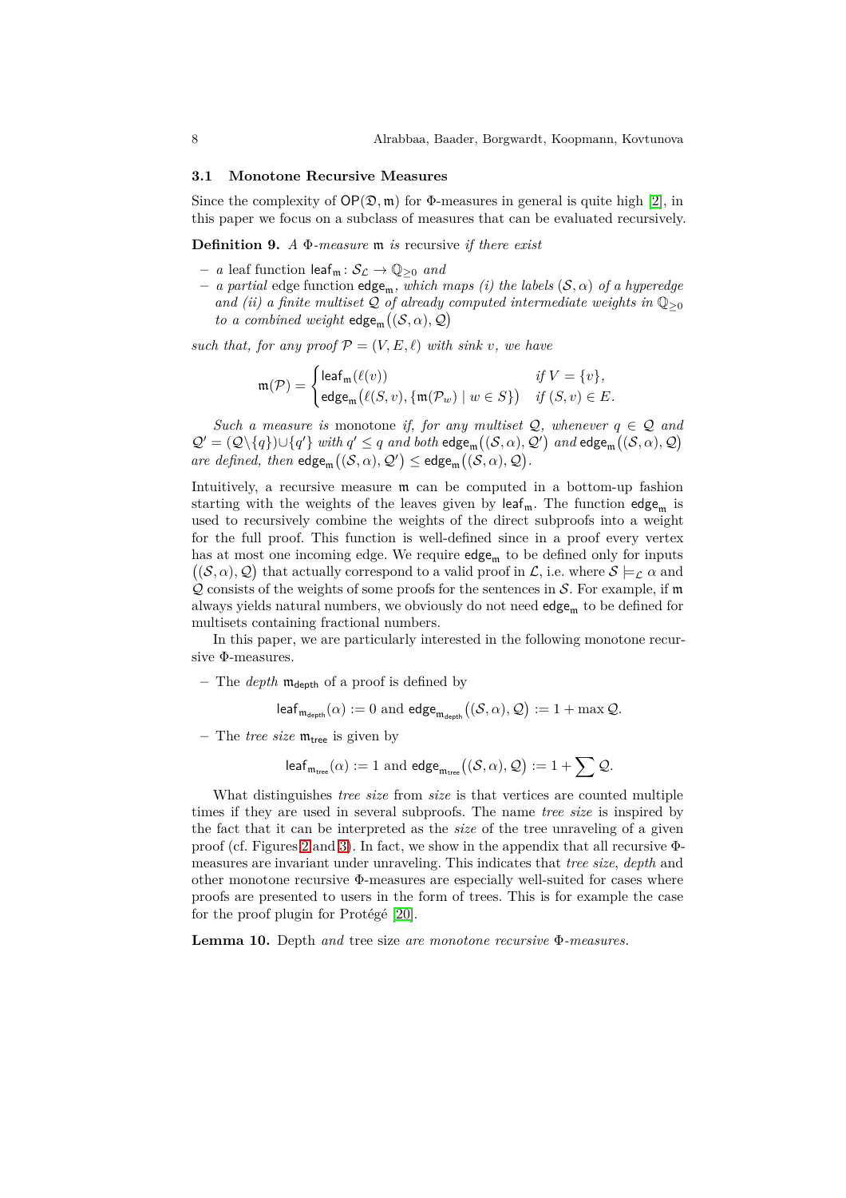### 3.1 Monotone Recursive Measures

Since the complexity of $\mathsf{OP}(\mathfrak{D}, \mathfrak{m})$ for $\Phi$-measures in general is quite high [2], in this paper we focus on a subclass of measures that can be evaluated recursively.

**Definition 9.** *A $\Phi$-measure $\mathfrak{m}$ is* recursive *if there exist*

- *a* leaf function $\mathsf{leaf}_\mathfrak{m} \colon \mathcal{S}_\mathcal{L} \to \mathbb{Q}_{\geq 0}$ *and*
- *a partial* edge function $\mathsf{edge}_\mathfrak{m}$*, which maps (i) the labels $(\mathcal{S}, \alpha)$ of a hyperedge and (ii) a finite multiset $\mathcal{Q}$ of already computed intermediate weights in $\mathbb{Q}_{\geq 0}$ to a combined weight $\mathsf{edge}_\mathfrak{m}\big((\mathcal{S}, \alpha), \mathcal{Q}\big)$*

*such that, for any proof $\mathcal{P} = (V, E, \ell)$ with sink $v$, we have*

$$\mathfrak{m}(\mathcal{P}) = \begin{cases} \mathsf{leaf}_\mathfrak{m}(\ell(v)) & \text{if } V = \{v\}, \\ \mathsf{edge}_\mathfrak{m}\big(\ell(S, v), \{\mathfrak{m}(\mathcal{P}_w) \mid w \in S\}\big) & \text{if } (S, v) \in E. \end{cases}$$

*Such a measure is* monotone *if, for any multiset $\mathcal{Q}$, whenever $q \in \mathcal{Q}$ and $\mathcal{Q}' = (\mathcal{Q} \setminus \{q\}) \cup \{q'\}$ with $q' \leq q$ and both $\mathsf{edge}_\mathfrak{m}\big((\mathcal{S}, \alpha), \mathcal{Q}'\big)$ and $\mathsf{edge}_\mathfrak{m}\big((\mathcal{S}, \alpha), \mathcal{Q}\big)$ are defined, then $\mathsf{edge}_\mathfrak{m}\big((\mathcal{S}, \alpha), \mathcal{Q}'\big) \leq \mathsf{edge}_\mathfrak{m}\big((\mathcal{S}, \alpha), \mathcal{Q}\big)$.*

Intuitively, a recursive measure $\mathfrak{m}$ can be computed in a bottom-up fashion starting with the weights of the leaves given by $\mathsf{leaf}_\mathfrak{m}$. The function $\mathsf{edge}_\mathfrak{m}$ is used to recursively combine the weights of the direct subproofs into a weight for the full proof. This function is well-defined since in a proof every vertex has at most one incoming edge. We require $\mathsf{edge}_\mathfrak{m}$ to be defined only for inputs $\big((\mathcal{S}, \alpha), \mathcal{Q}\big)$ that actually correspond to a valid proof in $\mathcal{L}$, i.e. where $\mathcal{S} \models_\mathcal{L} \alpha$ and $\mathcal{Q}$ consists of the weights of some proofs for the sentences in $\mathcal{S}$. For example, if $\mathfrak{m}$ always yields natural numbers, we obviously do not need $\mathsf{edge}_\mathfrak{m}$ to be defined for multisets containing fractional numbers.

In this paper, we are particularly interested in the following monotone recursive $\Phi$-measures.

- The *depth* $\mathfrak{m}_\mathsf{depth}$ of a proof is defined by

$$\mathsf{leaf}_{\mathfrak{m}_\mathsf{depth}}(\alpha) := 0 \text{ and } \mathsf{edge}_{\mathfrak{m}_\mathsf{depth}}\big((\mathcal{S}, \alpha), \mathcal{Q}\big) := 1 + \max \mathcal{Q}.$$

- The *tree size* $\mathfrak{m}_\mathsf{tree}$ is given by

$$\mathsf{leaf}_{\mathfrak{m}_\mathsf{tree}}(\alpha) := 1 \text{ and } \mathsf{edge}_{\mathfrak{m}_\mathsf{tree}}\big((\mathcal{S}, \alpha), \mathcal{Q}\big) := 1 + \sum \mathcal{Q}.$$

What distinguishes *tree size* from *size* is that vertices are counted multiple times if they are used in several subproofs. The name *tree size* is inspired by the fact that it can be interpreted as the *size* of the tree unraveling of a given proof (cf. Figures 2 and 3). In fact, we show in the appendix that all recursive $\Phi$-measures are invariant under unraveling. This indicates that *tree size*, *depth* and other monotone recursive $\Phi$-measures are especially well-suited for cases where proofs are presented to users in the form of trees. This is for example the case for the proof plugin for Protégé [20].

**Lemma 10.** Depth *and* tree size *are monotone recursive $\Phi$-measures.*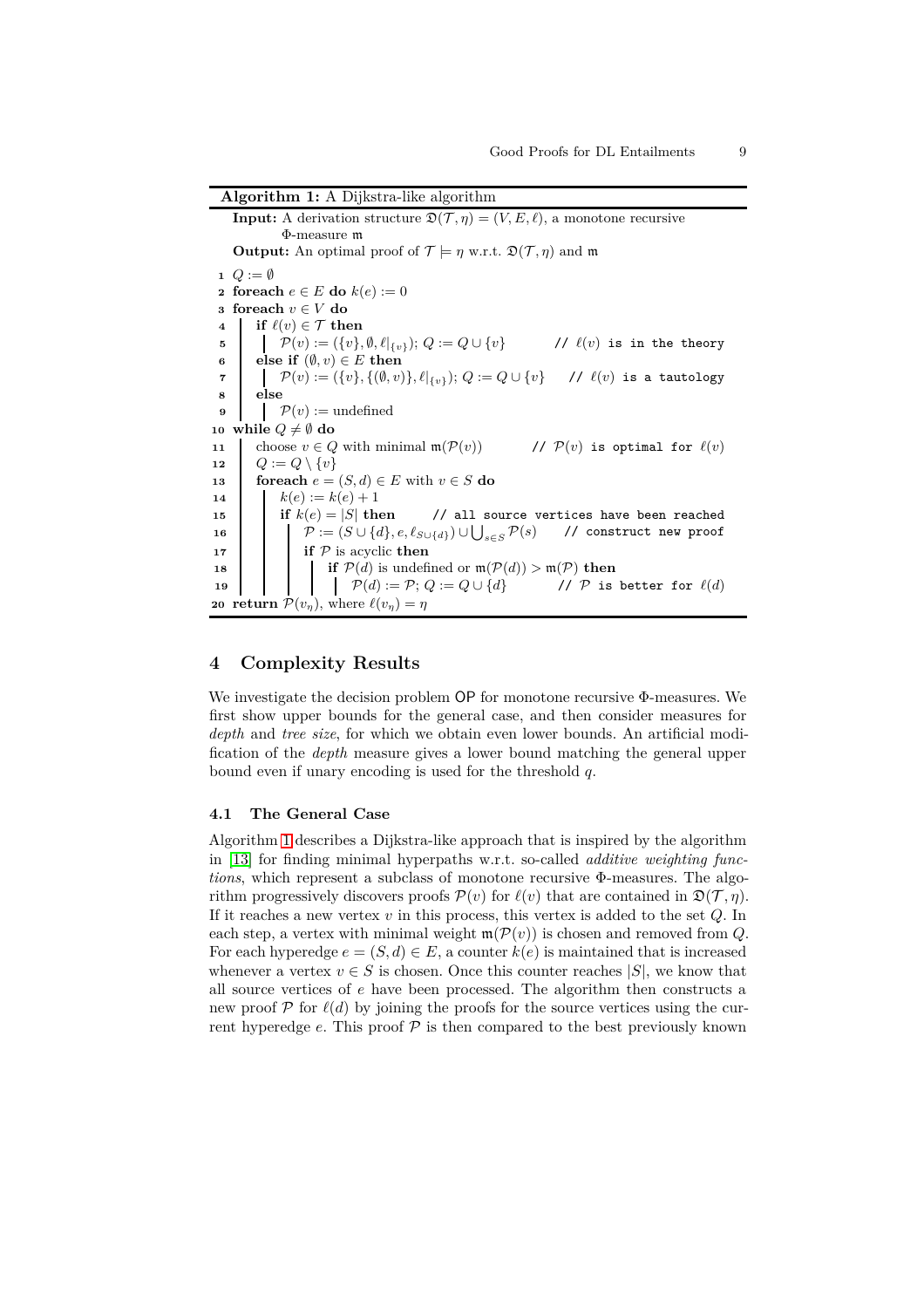**Algorithm 1:** A Dijkstra-like algorithm

**Input:** A derivation structure $\mathfrak{D}(\mathcal{T}, \eta) = (V, E, \ell)$, a monotone recursive $\Phi$-measure $\mathfrak{m}$

**Output:** An optimal proof of $\mathcal{T} \models \eta$ w.r.t. $\mathfrak{D}(\mathcal{T}, \eta)$ and $\mathfrak{m}$

```
1  Q := ∅
2  foreach e ∈ E do k(e) := 0
3  foreach v ∈ V do
4      if ℓ(v) ∈ T then
5          P(v) := ({v}, ∅, ℓ|{v}); Q := Q ∪ {v}          // ℓ(v) is in the theory
6      else if (∅, v) ∈ E then
7          P(v) := ({v}, {(∅, v)}, ℓ|{v}); Q := Q ∪ {v}   // ℓ(v) is a tautology
8      else
9          P(v) := undefined
10 while Q ≠ ∅ do
11     choose v ∈ Q with minimal m(P(v))         // P(v) is optimal for ℓ(v)
12     Q := Q \ {v}
13     foreach e = (S, d) ∈ E with v ∈ S do
14         k(e) := k(e) + 1
15         if k(e) = |S| then      // all source vertices have been reached
16             P := (S ∪ {d}, e, ℓ_{S∪{d}}) ∪ ⋃_{s∈S} P(s)    // construct new proof
17             if P is acyclic then
18                 if P(d) is undefined or m(P(d)) > m(P) then
19                     P(d) := P; Q := Q ∪ {d}          // P is better for ℓ(d)
20 return P(v_η), where ℓ(v_η) = η
```

## 4 Complexity Results

We investigate the decision problem OP for monotone recursive $\Phi$-measures. We first show upper bounds for the general case, and then consider measures for *depth* and *tree size*, for which we obtain even lower bounds. An artificial modification of the *depth* measure gives a lower bound matching the general upper bound even if unary encoding is used for the threshold $q$.

### 4.1 The General Case

Algorithm 1 describes a Dijkstra-like approach that is inspired by the algorithm in [13] for finding minimal hyperpaths w.r.t. so-called *additive weighting functions*, which represent a subclass of monotone recursive $\Phi$-measures. The algorithm progressively discovers proofs $\mathcal{P}(v)$ for $\ell(v)$ that are contained in $\mathfrak{D}(\mathcal{T}, \eta)$. If it reaches a new vertex $v$ in this process, this vertex is added to the set $Q$. In each step, a vertex with minimal weight $\mathfrak{m}(\mathcal{P}(v))$ is chosen and removed from $Q$. For each hyperedge $e = (S, d) \in E$, a counter $k(e)$ is maintained that is increased whenever a vertex $v \in S$ is chosen. Once this counter reaches $|S|$, we know that all source vertices of $e$ have been processed. The algorithm then constructs a new proof $\mathcal{P}$ for $\ell(d)$ by joining the proofs for the source vertices using the current hyperedge $e$. This proof $\mathcal{P}$ is then compared to the best previously known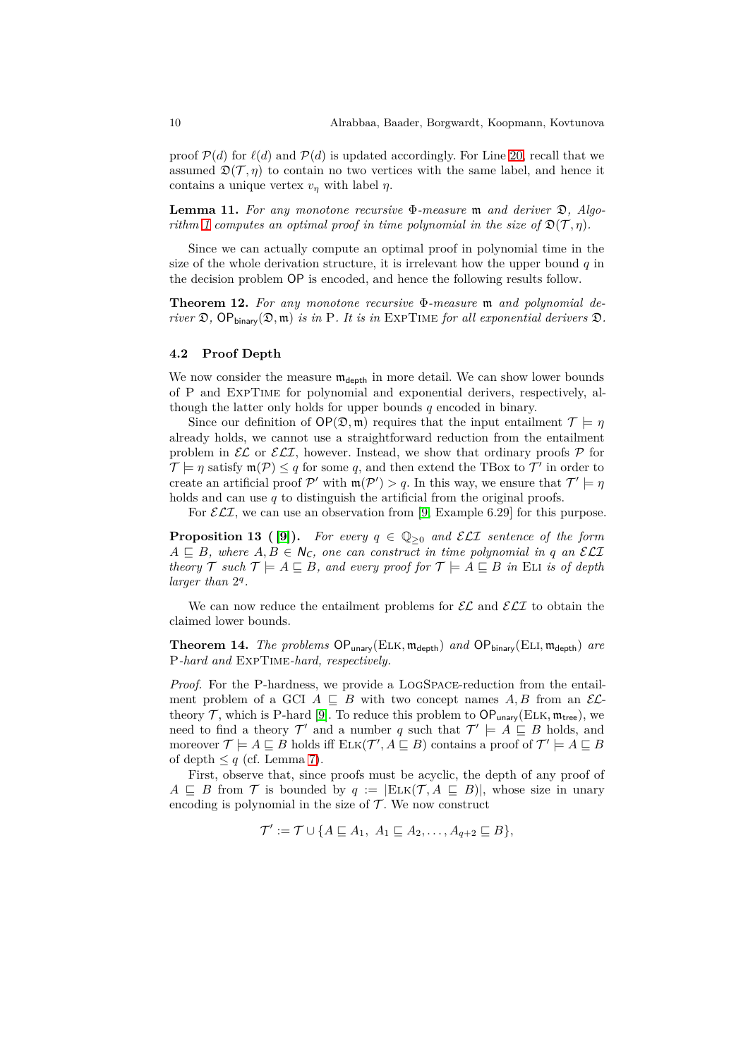proof $\mathcal{P}(d)$ for $\ell(d)$ and $\mathcal{P}(d)$ is updated accordingly. For Line 20, recall that we assumed $\mathfrak{D}(\mathcal{T}, \eta)$ to contain no two vertices with the same label, and hence it contains a unique vertex $v_\eta$ with label $\eta$.

**Lemma 11.** *For any monotone recursive $\Phi$-measure $\mathfrak{m}$ and deriver $\mathfrak{D}$, Algorithm 1 computes an optimal proof in time polynomial in the size of $\mathfrak{D}(\mathcal{T}, \eta)$.*

Since we can actually compute an optimal proof in polynomial time in the size of the whole derivation structure, it is irrelevant how the upper bound $q$ in the decision problem $\mathsf{OP}$ is encoded, and hence the following results follow.

**Theorem 12.** *For any monotone recursive $\Phi$-measure $\mathfrak{m}$ and polynomial deriver $\mathfrak{D}$, $\mathsf{OP}_{\mathsf{binary}}(\mathfrak{D}, \mathfrak{m})$ is in* P*. It is in* ExpTime *for all exponential derivers $\mathfrak{D}$.*

### 4.2 Proof Depth

We now consider the measure $\mathfrak{m}_{\mathsf{depth}}$ in more detail. We can show lower bounds of P and ExpTime for polynomial and exponential derivers, respectively, although the latter only holds for upper bounds $q$ encoded in binary.

Since our definition of $\mathsf{OP}(\mathfrak{D}, \mathfrak{m})$ requires that the input entailment $\mathcal{T} \models \eta$ already holds, we cannot use a straightforward reduction from the entailment problem in $\mathcal{EL}$ or $\mathcal{ELI}$, however. Instead, we show that ordinary proofs $\mathcal{P}$ for $\mathcal{T} \models \eta$ satisfy $\mathfrak{m}(\mathcal{P}) \leq q$ for some $q$, and then extend the TBox to $\mathcal{T}'$ in order to create an artificial proof $\mathcal{P}'$ with $\mathfrak{m}(\mathcal{P}') > q$. In this way, we ensure that $\mathcal{T}' \models \eta$ holds and can use $q$ to distinguish the artificial from the original proofs.

For $\mathcal{ELI}$, we can use an observation from [9, Example 6.29] for this purpose.

**Proposition 13 ([9]).** *For every $q \in \mathbb{Q}_{\geq 0}$ and $\mathcal{ELI}$ sentence of the form $A \sqsubseteq B$, where $A, B \in \mathsf{N_C}$, one can construct in time polynomial in $q$ an $\mathcal{ELI}$ theory $\mathcal{T}$ such $\mathcal{T} \models A \sqsubseteq B$, and every proof for $\mathcal{T} \models A \sqsubseteq B$ in* Eli *is of depth larger than $2^q$.*

We can now reduce the entailment problems for $\mathcal{EL}$ and $\mathcal{ELI}$ to obtain the claimed lower bounds.

**Theorem 14.** *The problems $\mathsf{OP}_{\mathsf{unary}}(\textsc{Elk}, \mathfrak{m}_{\mathsf{depth}})$ and $\mathsf{OP}_{\mathsf{binary}}(\textsc{Eli}, \mathfrak{m}_{\mathsf{depth}})$ are* P*-hard and* ExpTime*-hard, respectively.*

*Proof.* For the P-hardness, we provide a LogSpace-reduction from the entailment problem of a GCI $A \sqsubseteq B$ with two concept names $A, B$ from an $\mathcal{EL}$-theory $\mathcal{T}$, which is P-hard [9]. To reduce this problem to $\mathsf{OP}_{\mathsf{unary}}(\textsc{Elk}, \mathfrak{m}_{\mathsf{tree}})$, we need to find a theory $\mathcal{T}'$ and a number $q$ such that $\mathcal{T}' \models A \sqsubseteq B$ holds, and moreover $\mathcal{T} \models A \sqsubseteq B$ holds iff $\textsc{Elk}(\mathcal{T}', A \sqsubseteq B)$ contains a proof of $\mathcal{T}' \models A \sqsubseteq B$ of depth $\leq q$ (cf. Lemma 7).

First, observe that, since proofs must be acyclic, the depth of any proof of $A \sqsubseteq B$ from $\mathcal{T}$ is bounded by $q := |\textsc{Elk}(\mathcal{T}, A \sqsubseteq B)|$, whose size in unary encoding is polynomial in the size of $\mathcal{T}$. We now construct

$$\mathcal{T}' := \mathcal{T} \cup \{A \sqsubseteq A_1,\ A_1 \sqsubseteq A_2, \ldots, A_{q+2} \sqsubseteq B\},$$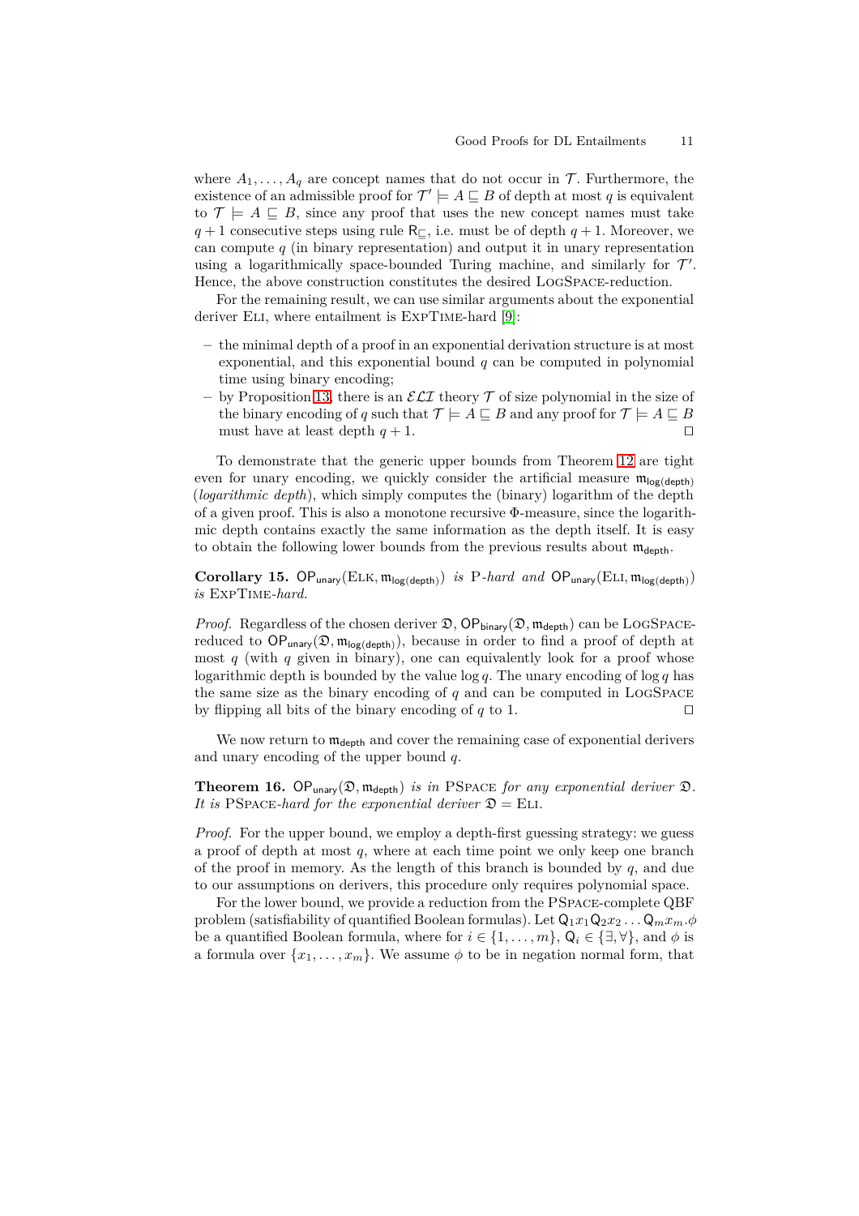where $A_1, \ldots, A_q$ are concept names that do not occur in $\mathcal{T}$. Furthermore, the existence of an admissible proof for $\mathcal{T}' \models A \sqsubseteq B$ of depth at most $q$ is equivalent to $\mathcal{T} \models A \sqsubseteq B$, since any proof that uses the new concept names must take $q+1$ consecutive steps using rule $\mathsf{R}_\sqsubseteq$, i.e. must be of depth $q+1$. Moreover, we can compute $q$ (in binary representation) and output it in unary representation using a logarithmically space-bounded Turing machine, and similarly for $\mathcal{T}'$. Hence, the above construction constitutes the desired LogSpace-reduction.

For the remaining result, we can use similar arguments about the exponential deriver Eli, where entailment is ExpTime-hard [9]:

- the minimal depth of a proof in an exponential derivation structure is at most exponential, and this exponential bound $q$ can be computed in polynomial time using binary encoding;
- by Proposition 13, there is an $\mathcal{ELI}$ theory $\mathcal{T}$ of size polynomial in the size of the binary encoding of $q$ such that $\mathcal{T} \models A \sqsubseteq B$ and any proof for $\mathcal{T} \models A \sqsubseteq B$ must have at least depth $q+1$. ◻

To demonstrate that the generic upper bounds from Theorem 12 are tight even for unary encoding, we quickly consider the artificial measure $\mathfrak{m}_{\mathsf{log(depth)}}$ (*logarithmic depth*), which simply computes the (binary) logarithm of the depth of a given proof. This is also a monotone recursive $\Phi$-measure, since the logarithmic depth contains exactly the same information as the depth itself. It is easy to obtain the following lower bounds from the previous results about $\mathfrak{m}_{\mathsf{depth}}$.

**Corollary 15.** *$\mathsf{OP}_{\mathsf{unary}}(\text{Elk}, \mathfrak{m}_{\mathsf{log(depth)}})$ is* P*-hard and $\mathsf{OP}_{\mathsf{unary}}(\text{Eli}, \mathfrak{m}_{\mathsf{log(depth)}})$ is* ExpTime*-hard.*

*Proof.* Regardless of the chosen deriver $\mathfrak{D}$, $\mathsf{OP}_{\mathsf{binary}}(\mathfrak{D}, \mathfrak{m}_{\mathsf{depth}})$ can be LogSpace-reduced to $\mathsf{OP}_{\mathsf{unary}}(\mathfrak{D}, \mathfrak{m}_{\mathsf{log(depth)}})$, because in order to find a proof of depth at most $q$ (with $q$ given in binary), one can equivalently look for a proof whose logarithmic depth is bounded by the value $\log q$. The unary encoding of $\log q$ has the same size as the binary encoding of $q$ and can be computed in LogSpace by flipping all bits of the binary encoding of $q$ to 1. ◻

We now return to $\mathfrak{m}_{\mathsf{depth}}$ and cover the remaining case of exponential derivers and unary encoding of the upper bound $q$.

**Theorem 16.** *$\mathsf{OP}_{\mathsf{unary}}(\mathfrak{D}, \mathfrak{m}_{\mathsf{depth}})$ is in* PSpace *for any exponential deriver $\mathfrak{D}$. It is* PSpace*-hard for the exponential deriver $\mathfrak{D} = $ Eli.*

*Proof.* For the upper bound, we employ a depth-first guessing strategy: we guess a proof of depth at most $q$, where at each time point we only keep one branch of the proof in memory. As the length of this branch is bounded by $q$, and due to our assumptions on derivers, this procedure only requires polynomial space.

For the lower bound, we provide a reduction from the PSpace-complete QBF problem (satisfiability of quantified Boolean formulas). Let $\mathsf{Q}_1 x_1 \mathsf{Q}_2 x_2 \ldots \mathsf{Q}_m x_m . \phi$ be a quantified Boolean formula, where for $i \in \{1, \ldots, m\}$, $\mathsf{Q}_i \in \{\exists, \forall\}$, and $\phi$ is a formula over $\{x_1, \ldots, x_m\}$. We assume $\phi$ to be in negation normal form, that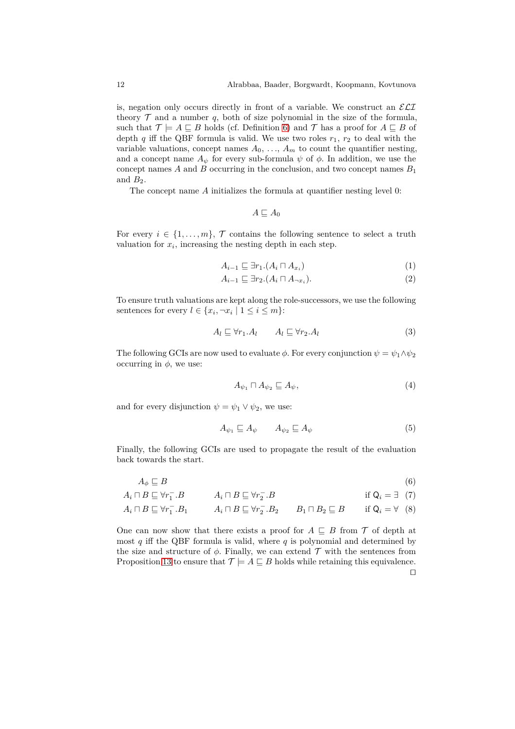is, negation only occurs directly in front of a variable. We construct an $\mathcal{ELI}$ theory $\mathcal{T}$ and a number $q$, both of size polynomial in the size of the formula, such that $\mathcal{T} \models A \sqsubseteq B$ holds (cf. Definition 6) and $\mathcal{T}$ has a proof for $A \sqsubseteq B$ of depth $q$ iff the QBF formula is valid. We use two roles $r_1$, $r_2$ to deal with the variable valuations, concept names $A_0, \ldots, A_m$ to count the quantifier nesting, and a concept name $A_\psi$ for every sub-formula $\psi$ of $\phi$. In addition, we use the concept names $A$ and $B$ occurring in the conclusion, and two concept names $B_1$ and $B_2$.

The concept name $A$ initializes the formula at quantifier nesting level 0:

$$A \sqsubseteq A_0$$

For every $i \in \{1, \ldots, m\}$, $\mathcal{T}$ contains the following sentence to select a truth valuation for $x_i$, increasing the nesting depth in each step.

$$A_{i-1} \sqsubseteq \exists r_1.(A_i \sqcap A_{x_i}) \tag{1}$$

$$A_{i-1} \sqsubseteq \exists r_2.(A_i \sqcap A_{\neg x_i}). \tag{2}$$

To ensure truth valuations are kept along the role-successors, we use the following sentences for every $l \in \{x_i, \neg x_i \mid 1 \leq i \leq m\}$:

$$A_l \sqsubseteq \forall r_1.A_l \qquad A_l \sqsubseteq \forall r_2.A_l \tag{3}$$

The following GCIs are now used to evaluate $\phi$. For every conjunction $\psi = \psi_1 \wedge \psi_2$ occurring in $\phi$, we use:

$$A_{\psi_1} \sqcap A_{\psi_2} \sqsubseteq A_\psi, \tag{4}$$

and for every disjunction $\psi = \psi_1 \vee \psi_2$, we use:

$$A_{\psi_1} \sqsubseteq A_\psi \qquad A_{\psi_2} \sqsubseteq A_\psi \tag{5}$$

Finally, the following GCIs are used to propagate the result of the evaluation back towards the start.

$$A_\phi \sqsubseteq B \tag{6}$$

$$A_i \sqcap B \sqsubseteq \forall r_1^-.B \qquad A_i \sqcap B \sqsubseteq \forall r_2^-.B \qquad \text{if } \mathsf{Q}_i = \exists \tag{7}$$

$$A_i \sqcap B \sqsubseteq \forall r_1^-.B_1 \qquad A_i \sqcap B \sqsubseteq \forall r_2^-.B_2 \qquad B_1 \sqcap B_2 \sqsubseteq B \qquad \text{if } \mathsf{Q}_i = \forall \tag{8}$$

One can now show that there exists a proof for $A \sqsubseteq B$ from $\mathcal{T}$ of depth at most $q$ iff the QBF formula is valid, where $q$ is polynomial and determined by the size and structure of $\phi$. Finally, we can extend $\mathcal{T}$ with the sentences from Proposition 13 to ensure that $\mathcal{T} \models A \sqsubseteq B$ holds while retaining this equivalence. □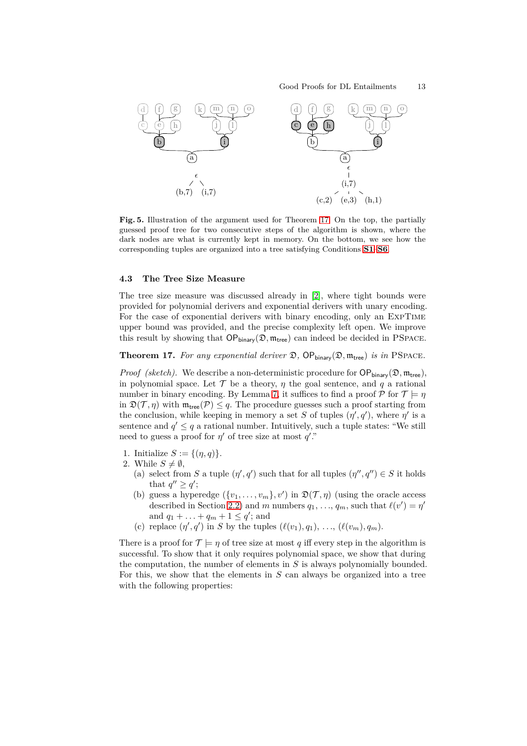**Fig. 5.** Illustration of the argument used for Theorem 17. On the top, the partially guessed proof tree for two consecutive steps of the algorithm is shown, where the dark nodes are what is currently kept in memory. On the bottom, we see how the corresponding tuples are organized into a tree satisfying Conditions **S1**–**S6**.

### 4.3 The Tree Size Measure

The tree size measure was discussed already in [2], where tight bounds were provided for polynomial derivers and exponential derivers with unary encoding. For the case of exponential derivers with binary encoding, only an ExpTime upper bound was provided, and the precise complexity left open. We improve this result by showing that $\mathsf{OP}_{\mathsf{binary}}(\mathfrak{D}, \mathfrak{m}_{\mathsf{tree}})$ can indeed be decided in PSpace.

**Theorem 17.** *For any exponential deriver* $\mathfrak{D}$*,* $\mathsf{OP}_{\mathsf{binary}}(\mathfrak{D}, \mathfrak{m}_{\mathsf{tree}})$ *is in* PSpace*.*

*Proof (sketch).* We describe a non-deterministic procedure for $\mathsf{OP}_{\mathsf{binary}}(\mathfrak{D}, \mathfrak{m}_{\mathsf{tree}})$, in polynomial space. Let $\mathcal{T}$ be a theory, $\eta$ the goal sentence, and $q$ a rational number in binary encoding. By Lemma 7, it suffices to find a proof $\mathcal{P}$ for $\mathcal{T} \models \eta$ in $\mathfrak{D}(\mathcal{T}, \eta)$ with $\mathfrak{m}_{\mathsf{tree}}(\mathcal{P}) \leq q$. The procedure guesses such a proof starting from the conclusion, while keeping in memory a set $S$ of tuples $(\eta', q')$, where $\eta'$ is a sentence and $q' \leq q$ a rational number. Intuitively, such a tuple states: "We still need to guess a proof for $\eta'$ of tree size at most $q'$."

1. Initialize $S := \{(\eta, q)\}$.
2. While $S \neq \emptyset$,
   (a) select from $S$ a tuple $(\eta', q')$ such that for all tuples $(\eta'', q'') \in S$ it holds that $q'' \geq q'$;
   (b) guess a hyperedge $(\{v_1, \ldots, v_m\}, v')$ in $\mathfrak{D}(\mathcal{T}, \eta)$ (using the oracle access described in Section 2.2) and $m$ numbers $q_1, \ldots, q_m$, such that $\ell(v') = \eta'$ and $q_1 + \ldots + q_m + 1 \leq q'$; and
   (c) replace $(\eta', q')$ in $S$ by the tuples $(\ell(v_1), q_1), \ldots, (\ell(v_m), q_m)$.

There is a proof for $\mathcal{T} \models \eta$ of tree size at most $q$ iff every step in the algorithm is successful. To show that it only requires polynomial space, we show that during the computation, the number of elements in $S$ is always polynomially bounded. For this, we show that the elements in $S$ can always be organized into a tree with the following properties: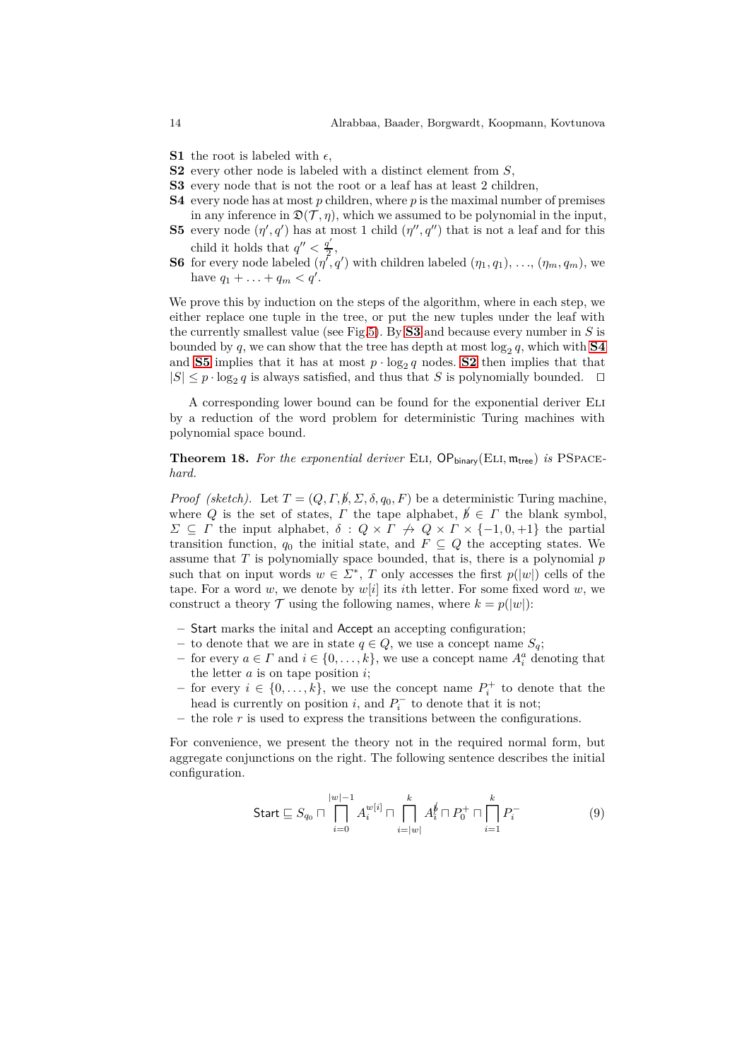**S1** the root is labeled with $\epsilon$,

**S2** every other node is labeled with a distinct element from $S$,

**S3** every node that is not the root or a leaf has at least 2 children,

**S4** every node has at most $p$ children, where $p$ is the maximal number of premises in any inference in $\mathfrak{D}(\mathcal{T}, \eta)$, which we assumed to be polynomial in the input,

**S5** every node $(\eta', q')$ has at most 1 child $(\eta'', q'')$ that is not a leaf and for this child it holds that $q'' < \frac{q'}{2}$,

**S6** for every node labeled $(\eta', q')$ with children labeled $(\eta_1, q_1)$, …, $(\eta_m, q_m)$, we have $q_1 + \ldots + q_m < q'$.

We prove this by induction on the steps of the algorithm, where in each step, we either replace one tuple in the tree, or put the new tuples under the leaf with the currently smallest value (see Fig.5). By **S3** and because every number in $S$ is bounded by $q$, we can show that the tree has depth at most $\log_2 q$, which with **S4** and **S5** implies that it has at most $p \cdot \log_2 q$ nodes. **S2** then implies that that $|S| \leq p \cdot \log_2 q$ is always satisfied, and thus that $S$ is polynomially bounded. □

A corresponding lower bound can be found for the exponential deriver Eli by a reduction of the word problem for deterministic Turing machines with polynomial space bound.

**Theorem 18.** *For the exponential deriver* Eli*,* $\mathsf{OP}_{\mathsf{binary}}(\text{Eli}, \mathfrak{m}_{\mathsf{tree}})$ *is* PSpace*-hard.*

*Proof (sketch).* Let $T = (Q, \Gamma, \flat, \Sigma, \delta, q_0, F)$ be a deterministic Turing machine, where $Q$ is the set of states, $\Gamma$ the tape alphabet, $\flat \in \Gamma$ the blank symbol, $\Sigma \subseteq \Gamma$ the input alphabet, $\delta : Q \times \Gamma \nrightarrow Q \times \Gamma \times \{-1, 0, +1\}$ the partial transition function, $q_0$ the initial state, and $F \subseteq Q$ the accepting states. We assume that $T$ is polynomially space bounded, that is, there is a polynomial $p$ such that on input words $w \in \Sigma^*$, $T$ only accesses the first $p(|w|)$ cells of the tape. For a word $w$, we denote by $w[i]$ its $i$th letter. For some fixed word $w$, we construct a theory $\mathcal{T}$ using the following names, where $k = p(|w|)$:

- $\mathsf{Start}$ marks the inital and $\mathsf{Accept}$ an accepting configuration;
- to denote that we are in state $q \in Q$, we use a concept name $S_q$;
- for every $a \in \Gamma$ and $i \in \{0, \ldots, k\}$, we use a concept name $A_i^a$ denoting that the letter $a$ is on tape position $i$;
- for every $i \in \{0, \ldots, k\}$, we use the concept name $P_i^+$ to denote that the head is currently on position $i$, and $P_i^-$ to denote that it is not;
- the role $r$ is used to express the transitions between the configurations.

For convenience, we present the theory not in the required normal form, but aggregate conjunctions on the right. The following sentence describes the initial configuration.

$$\mathsf{Start} \sqsubseteq S_{q_0} \sqcap \bigsqcap_{i=0}^{|w|-1} A_i^{w[i]} \sqcap \bigsqcap_{i=|w|}^{k} A_i^{\flat} \sqcap P_0^+ \sqcap \bigsqcap_{i=1}^{k} P_i^- \tag{9}$$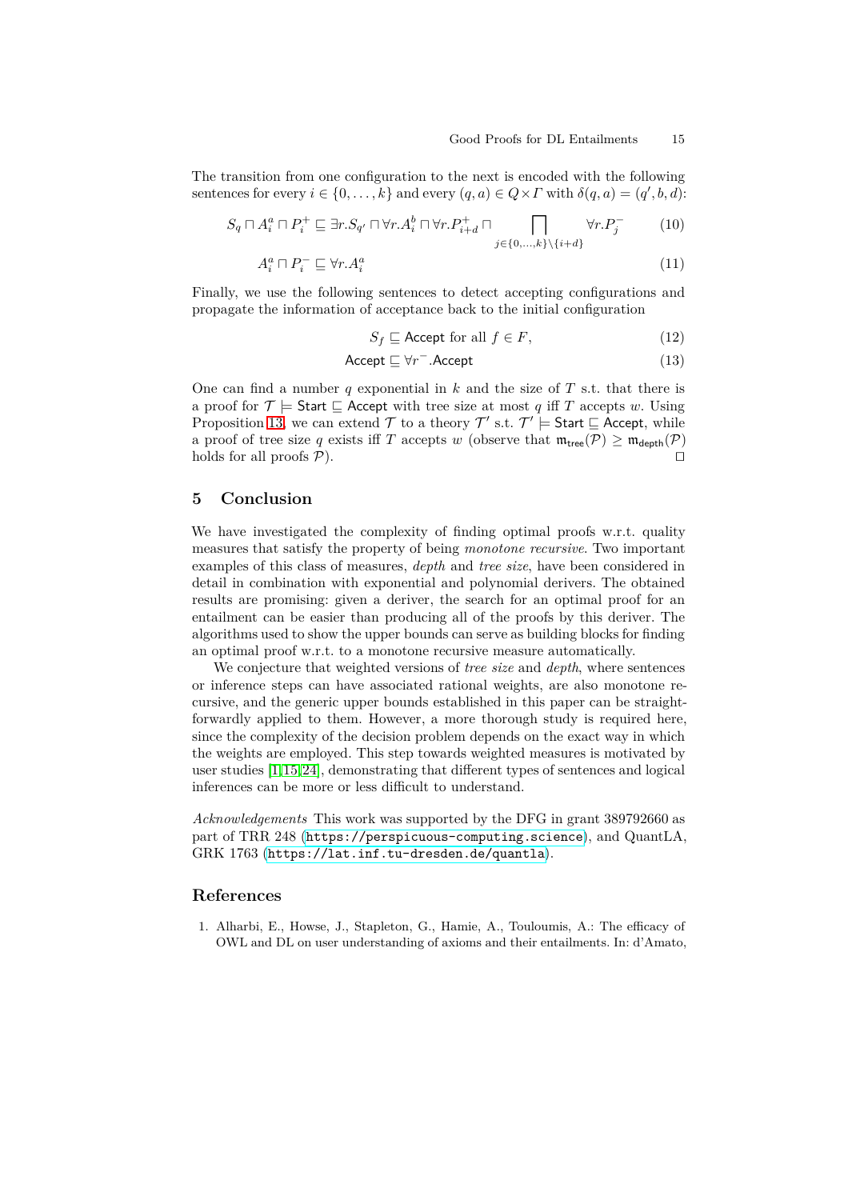The transition from one configuration to the next is encoded with the following sentences for every $i \in \{0, \dots, k\}$ and every $(q, a) \in Q \times \Gamma$ with $\delta(q, a) = (q', b, d)$:

$$S_q \sqcap A_i^a \sqcap P_i^+ \sqsubseteq \exists r.S_{q'} \sqcap \forall r.A_i^b \sqcap \forall r.P_{i+d}^+ \sqcap \bigsqcap_{j \in \{0,\dots,k\} \setminus \{i+d\}} \forall r.P_j^- \tag{10}$$

$$A_i^a \sqcap P_i^- \sqsubseteq \forall r.A_i^a \tag{11}$$

Finally, we use the following sentences to detect accepting configurations and propagate the information of acceptance back to the initial configuration

$$S_f \sqsubseteq \mathsf{Accept} \text{ for all } f \in F, \tag{12}$$

$$\mathsf{Accept} \sqsubseteq \forall r^-.\mathsf{Accept} \tag{13}$$

One can find a number $q$ exponential in $k$ and the size of $T$ s.t. that there is a proof for $\mathcal{T} \models \mathsf{Start} \sqsubseteq \mathsf{Accept}$ with tree size at most $q$ iff $T$ accepts $w$. Using Proposition 13, we can extend $\mathcal{T}$ to a theory $\mathcal{T}'$ s.t. $\mathcal{T}' \models \mathsf{Start} \sqsubseteq \mathsf{Accept}$, while a proof of tree size $q$ exists iff $T$ accepts $w$ (observe that $\mathfrak{m}_{\mathsf{tree}}(\mathcal{P}) \geq \mathfrak{m}_{\mathsf{depth}}(\mathcal{P})$ holds for all proofs $\mathcal{P}$). □

## 5 Conclusion

We have investigated the complexity of finding optimal proofs w.r.t. quality measures that satisfy the property of being *monotone recursive*. Two important examples of this class of measures, *depth* and *tree size*, have been considered in detail in combination with exponential and polynomial derivers. The obtained results are promising: given a deriver, the search for an optimal proof for an entailment can be easier than producing all of the proofs by this deriver. The algorithms used to show the upper bounds can serve as building blocks for finding an optimal proof w.r.t. to a monotone recursive measure automatically.

We conjecture that weighted versions of *tree size* and *depth*, where sentences or inference steps can have associated rational weights, are also monotone recursive, and the generic upper bounds established in this paper can be straightforwardly applied to them. However, a more thorough study is required here, since the complexity of the decision problem depends on the exact way in which the weights are employed. This step towards weighted measures is motivated by user studies [1,15,24], demonstrating that different types of sentences and logical inferences can be more or less difficult to understand.

*Acknowledgements* This work was supported by the DFG in grant 389792660 as part of TRR 248 (https://perspicuous-computing.science), and QuantLA, GRK 1763 (https://lat.inf.tu-dresden.de/quantla).

## References

1. Alharbi, E., Howse, J., Stapleton, G., Hamie, A., Touloumis, A.: The efficacy of OWL and DL on user understanding of axioms and their entailments. In: d'Amato,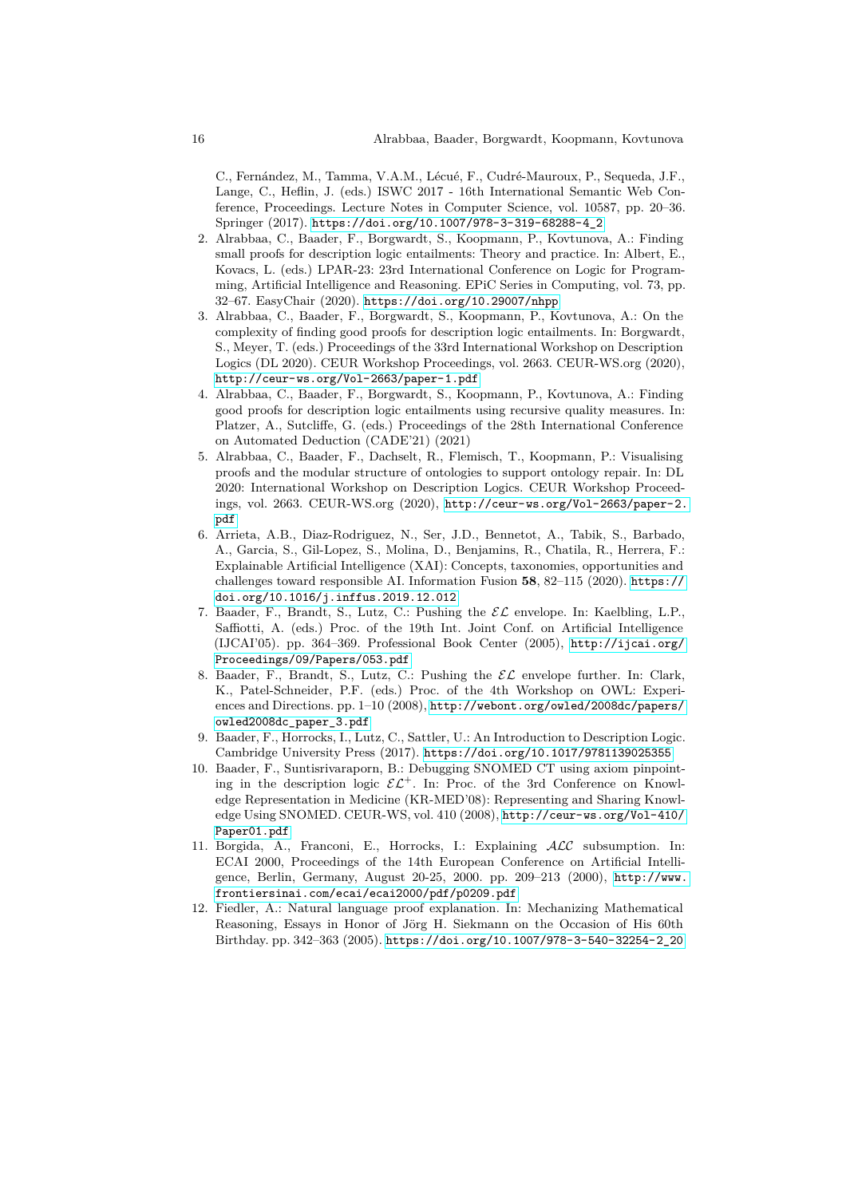C., Fernández, M., Tamma, V.A.M., Lécué, F., Cudré-Mauroux, P., Sequeda, J.F., Lange, C., Heflin, J. (eds.) ISWC 2017 - 16th International Semantic Web Conference, Proceedings. Lecture Notes in Computer Science, vol. 10587, pp. 20–36. Springer (2017). https://doi.org/10.1007/978-3-319-68288-4_2

2. Alrabbaa, C., Baader, F., Borgwardt, S., Koopmann, P., Kovtunova, A.: Finding small proofs for description logic entailments: Theory and practice. In: Albert, E., Kovacs, L. (eds.) LPAR-23: 23rd International Conference on Logic for Programming, Artificial Intelligence and Reasoning. EPiC Series in Computing, vol. 73, pp. 32–67. EasyChair (2020). https://doi.org/10.29007/nhpp
3. Alrabbaa, C., Baader, F., Borgwardt, S., Koopmann, P., Kovtunova, A.: On the complexity of finding good proofs for description logic entailments. In: Borgwardt, S., Meyer, T. (eds.) Proceedings of the 33rd International Workshop on Description Logics (DL 2020). CEUR Workshop Proceedings, vol. 2663. CEUR-WS.org (2020), http://ceur-ws.org/Vol-2663/paper-1.pdf
4. Alrabbaa, C., Baader, F., Borgwardt, S., Koopmann, P., Kovtunova, A.: Finding good proofs for description logic entailments using recursive quality measures. In: Platzer, A., Sutcliffe, G. (eds.) Proceedings of the 28th International Conference on Automated Deduction (CADE'21) (2021)
5. Alrabbaa, C., Baader, F., Dachselt, R., Flemisch, T., Koopmann, P.: Visualising proofs and the modular structure of ontologies to support ontology repair. In: DL 2020: International Workshop on Description Logics. CEUR Workshop Proceedings, vol. 2663. CEUR-WS.org (2020), http://ceur-ws.org/Vol-2663/paper-2.pdf
6. Arrieta, A.B., Diaz-Rodriguez, N., Ser, J.D., Bennetot, A., Tabik, S., Barbado, A., Garcia, S., Gil-Lopez, S., Molina, D., Benjamins, R., Chatila, R., Herrera, F.: Explainable Artificial Intelligence (XAI): Concepts, taxonomies, opportunities and challenges toward responsible AI. Information Fusion **58**, 82–115 (2020). https://doi.org/10.1016/j.inffus.2019.12.012
7. Baader, F., Brandt, S., Lutz, C.: Pushing the $\mathcal{EL}$ envelope. In: Kaelbling, L.P., Saffiotti, A. (eds.) Proc. of the 19th Int. Joint Conf. on Artificial Intelligence (IJCAI'05). pp. 364–369. Professional Book Center (2005), http://ijcai.org/Proceedings/09/Papers/053.pdf
8. Baader, F., Brandt, S., Lutz, C.: Pushing the $\mathcal{EL}$ envelope further. In: Clark, K., Patel-Schneider, P.F. (eds.) Proc. of the 4th Workshop on OWL: Experiences and Directions. pp. 1–10 (2008), http://webont.org/owled/2008dc/papers/owled2008dc_paper_3.pdf
9. Baader, F., Horrocks, I., Lutz, C., Sattler, U.: An Introduction to Description Logic. Cambridge University Press (2017). https://doi.org/10.1017/9781139025355
10. Baader, F., Suntisrivaraporn, B.: Debugging SNOMED CT using axiom pinpointing in the description logic $\mathcal{EL}^{+}$. In: Proc. of the 3rd Conference on Knowledge Representation in Medicine (KR-MED'08): Representing and Sharing Knowledge Using SNOMED. CEUR-WS, vol. 410 (2008), http://ceur-ws.org/Vol-410/Paper01.pdf
11. Borgida, A., Franconi, E., Horrocks, I.: Explaining $\mathcal{ALC}$ subsumption. In: ECAI 2000, Proceedings of the 14th European Conference on Artificial Intelligence, Berlin, Germany, August 20-25, 2000. pp. 209–213 (2000), http://www.frontiersinai.com/ecai/ecai2000/pdf/p0209.pdf
12. Fiedler, A.: Natural language proof explanation. In: Mechanizing Mathematical Reasoning, Essays in Honor of Jörg H. Siekmann on the Occasion of His 60th Birthday. pp. 342–363 (2005). https://doi.org/10.1007/978-3-540-32254-2_20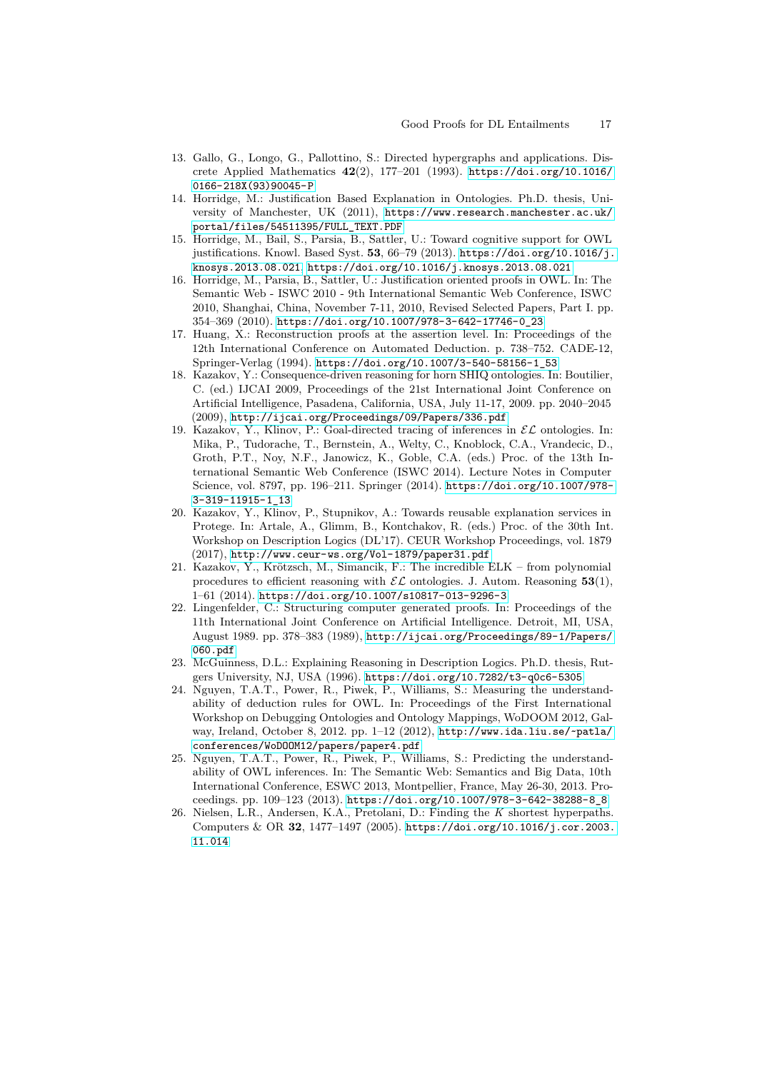13. Gallo, G., Longo, G., Pallottino, S.: Directed hypergraphs and applications. Discrete Applied Mathematics **42**(2), 177–201 (1993). https://doi.org/10.1016/0166-218X(93)90045-P
14. Horridge, M.: Justification Based Explanation in Ontologies. Ph.D. thesis, University of Manchester, UK (2011), https://www.research.manchester.ac.uk/portal/files/54511395/FULL_TEXT.PDF
15. Horridge, M., Bail, S., Parsia, B., Sattler, U.: Toward cognitive support for OWL justifications. Knowl. Based Syst. **53**, 66–79 (2013). https://doi.org/10.1016/j.knosys.2013.08.021, https://doi.org/10.1016/j.knosys.2013.08.021
16. Horridge, M., Parsia, B., Sattler, U.: Justification oriented proofs in OWL. In: The Semantic Web - ISWC 2010 - 9th International Semantic Web Conference, ISWC 2010, Shanghai, China, November 7-11, 2010, Revised Selected Papers, Part I. pp. 354–369 (2010). https://doi.org/10.1007/978-3-642-17746-0_23
17. Huang, X.: Reconstruction proofs at the assertion level. In: Proceedings of the 12th International Conference on Automated Deduction. p. 738–752. CADE-12, Springer-Verlag (1994). https://doi.org/10.1007/3-540-58156-1_53
18. Kazakov, Y.: Consequence-driven reasoning for horn SHIQ ontologies. In: Boutilier, C. (ed.) IJCAI 2009, Proceedings of the 21st International Joint Conference on Artificial Intelligence, Pasadena, California, USA, July 11-17, 2009. pp. 2040–2045 (2009), http://ijcai.org/Proceedings/09/Papers/336.pdf
19. Kazakov, Y., Klinov, P.: Goal-directed tracing of inferences in $\mathcal{EL}$ ontologies. In: Mika, P., Tudorache, T., Bernstein, A., Welty, C., Knoblock, C.A., Vrandecic, D., Groth, P.T., Noy, N.F., Janowicz, K., Goble, C.A. (eds.) Proc. of the 13th International Semantic Web Conference (ISWC 2014). Lecture Notes in Computer Science, vol. 8797, pp. 196–211. Springer (2014). https://doi.org/10.1007/978-3-319-11915-1_13
20. Kazakov, Y., Klinov, P., Stupnikov, A.: Towards reusable explanation services in Protege. In: Artale, A., Glimm, B., Kontchakov, R. (eds.) Proc. of the 30th Int. Workshop on Description Logics (DL'17). CEUR Workshop Proceedings, vol. 1879 (2017), http://www.ceur-ws.org/Vol-1879/paper31.pdf
21. Kazakov, Y., Krötzsch, M., Simancik, F.: The incredible ELK – from polynomial procedures to efficient reasoning with $\mathcal{EL}$ ontologies. J. Autom. Reasoning **53**(1), 1–61 (2014). https://doi.org/10.1007/s10817-013-9296-3
22. Lingenfelder, C.: Structuring computer generated proofs. In: Proceedings of the 11th International Joint Conference on Artificial Intelligence. Detroit, MI, USA, August 1989. pp. 378–383 (1989), http://ijcai.org/Proceedings/89-1/Papers/060.pdf
23. McGuinness, D.L.: Explaining Reasoning in Description Logics. Ph.D. thesis, Rutgers University, NJ, USA (1996). https://doi.org/10.7282/t3-q0c6-5305
24. Nguyen, T.A.T., Power, R., Piwek, P., Williams, S.: Measuring the understandability of deduction rules for OWL. In: Proceedings of the First International Workshop on Debugging Ontologies and Ontology Mappings, WoDOOM 2012, Galway, Ireland, October 8, 2012. pp. 1–12 (2012), http://www.ida.liu.se/~patla/conferences/WoDOOM12/papers/paper4.pdf
25. Nguyen, T.A.T., Power, R., Piwek, P., Williams, S.: Predicting the understandability of OWL inferences. In: The Semantic Web: Semantics and Big Data, 10th International Conference, ESWC 2013, Montpellier, France, May 26-30, 2013. Proceedings. pp. 109–123 (2013). https://doi.org/10.1007/978-3-642-38288-8_8
26. Nielsen, L.R., Andersen, K.A., Pretolani, D.: Finding the $K$ shortest hyperpaths. Computers & OR **32**, 1477–1497 (2005). https://doi.org/10.1016/j.cor.2003.11.014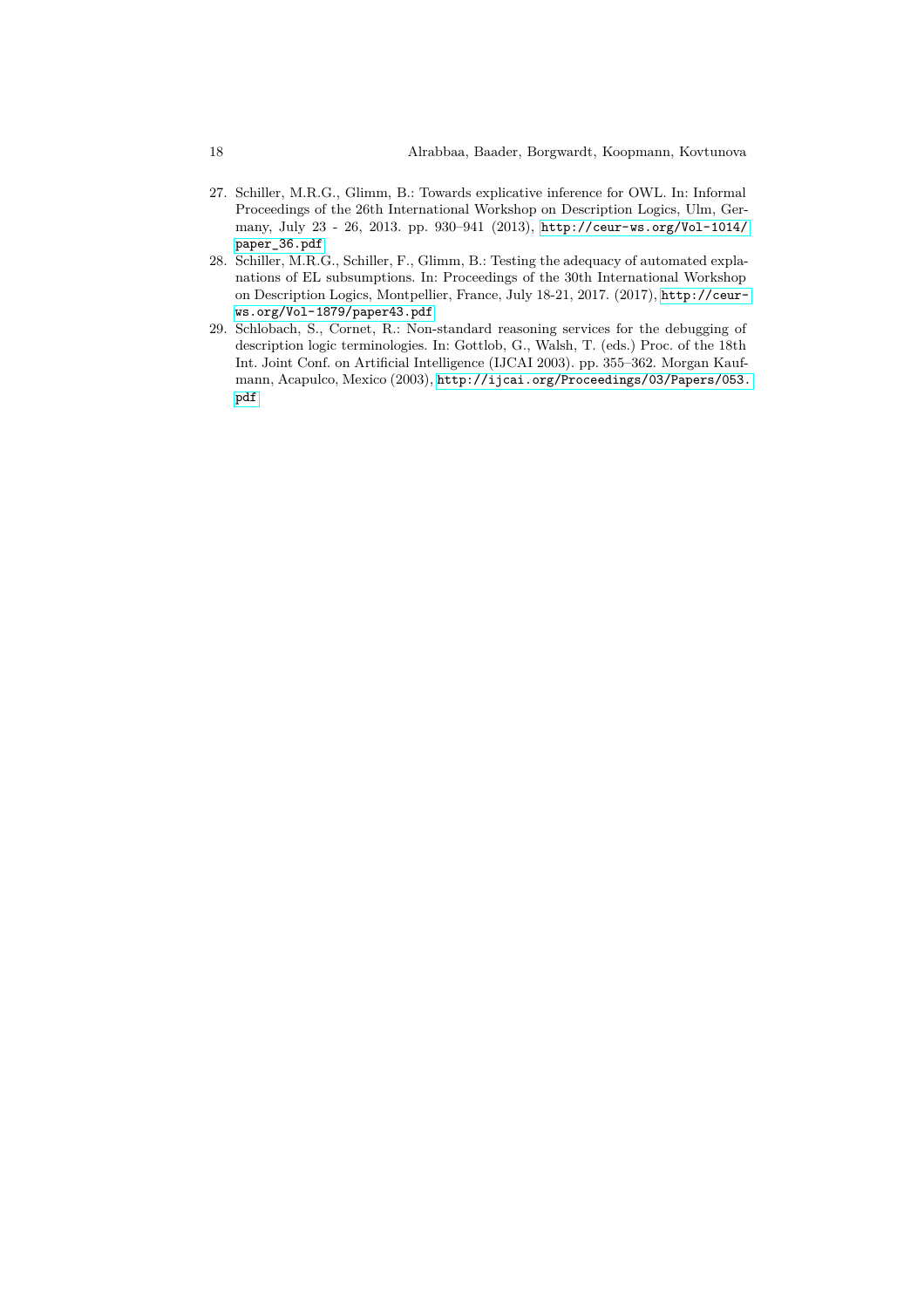27. Schiller, M.R.G., Glimm, B.: Towards explicative inference for OWL. In: Informal Proceedings of the 26th International Workshop on Description Logics, Ulm, Germany, July 23 - 26, 2013. pp. 930–941 (2013), http://ceur-ws.org/Vol-1014/paper_36.pdf
28. Schiller, M.R.G., Schiller, F., Glimm, B.: Testing the adequacy of automated explanations of EL subsumptions. In: Proceedings of the 30th International Workshop on Description Logics, Montpellier, France, July 18-21, 2017. (2017), http://ceur-ws.org/Vol-1879/paper43.pdf
29. Schlobach, S., Cornet, R.: Non-standard reasoning services for the debugging of description logic terminologies. In: Gottlob, G., Walsh, T. (eds.) Proc. of the 18th Int. Joint Conf. on Artificial Intelligence (IJCAI 2003). pp. 355–362. Morgan Kaufmann, Acapulco, Mexico (2003), http://ijcai.org/Proceedings/03/Papers/053.pdf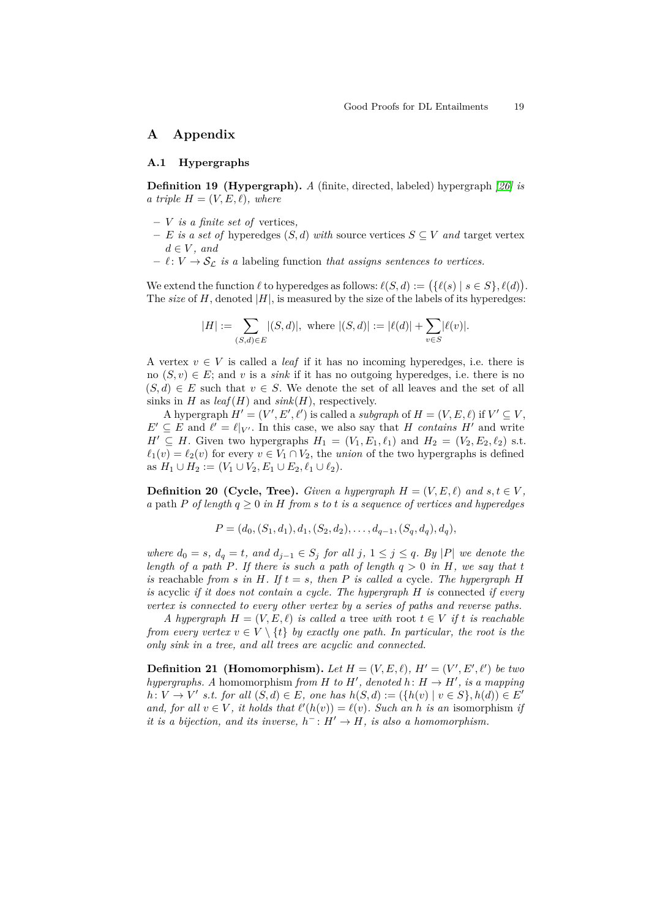## A Appendix

### A.1 Hypergraphs

**Definition 19 (Hypergraph).** *A* (finite, directed, labeled) hypergraph *[26] is a triple $H = (V, E, \ell)$, where*

- *$V$ is a finite set of* vertices*,*
- *$E$ is a set of* hyperedges *$(S, d)$ with* source vertices *$S \subseteq V$ and* target vertex *$d \in V$, and*
- *$\ell \colon V \to \mathcal{S}_\mathcal{L}$ is a* labeling function *that assigns sentences to vertices.*

We extend the function $\ell$ to hyperedges as follows: $\ell(S, d) := \big(\{\ell(s) \mid s \in S\}, \ell(d)\big)$. The *size* of $H$, denoted $|H|$, is measured by the size of the labels of its hyperedges:

$$|H| := \sum_{(S,d)\in E} |(S, d)|, \text{ where } |(S, d)| := |\ell(d)| + \sum_{v\in S} |\ell(v)|.$$

A vertex $v \in V$ is called a *leaf* if it has no incoming hyperedges, i.e. there is no $(S, v) \in E$; and $v$ is a *sink* if it has no outgoing hyperedges, i.e. there is no $(S, d) \in E$ such that $v \in S$. We denote the set of all leaves and the set of all sinks in $H$ as $\mathit{leaf}(H)$ and $\mathit{sink}(H)$, respectively.

A hypergraph $H' = (V', E', \ell')$ is called a *subgraph* of $H = (V, E, \ell)$ if $V' \subseteq V$, $E' \subseteq E$ and $\ell' = \ell|_{V'}$. In this case, we also say that $H$ *contains* $H'$ and write $H' \subseteq H$. Given two hypergraphs $H_1 = (V_1, E_1, \ell_1)$ and $H_2 = (V_2, E_2, \ell_2)$ s.t. $\ell_1(v) = \ell_2(v)$ for every $v \in V_1 \cap V_2$, the *union* of the two hypergraphs is defined as $H_1 \cup H_2 := (V_1 \cup V_2, E_1 \cup E_2, \ell_1 \cup \ell_2)$.

**Definition 20 (Cycle, Tree).** *Given a hypergraph $H = (V, E, \ell)$ and $s, t \in V$, a* path *$P$ of length $q \geq 0$ in $H$ from $s$ to $t$ is a sequence of vertices and hyperedges*

$$P = (d_0, (S_1, d_1), d_1, (S_2, d_2), \dots, d_{q-1}, (S_q, d_q), d_q),$$

*where $d_0 = s$, $d_q = t$, and $d_{j-1} \in S_j$ for all $j$, $1 \leq j \leq q$. By $|P|$ we denote the length of a path $P$. If there is such a path of length $q > 0$ in $H$, we say that $t$ is* reachable *from $s$ in $H$. If $t = s$, then $P$ is called a* cycle*. The hypergraph $H$ is* acyclic *if it does not contain a cycle. The hypergraph $H$ is* connected *if every vertex is connected to every other vertex by a series of paths and reverse paths.*

*A hypergraph $H = (V, E, \ell)$ is called a* tree *with* root *$t \in V$ if $t$ is reachable from every vertex $v \in V \setminus \{t\}$ by exactly one path. In particular, the root is the only sink in a tree, and all trees are acyclic and connected.*

**Definition 21 (Homomorphism).** *Let $H = (V, E, \ell)$, $H' = (V', E', \ell')$ be two hypergraphs. A* homomorphism *from $H$ to $H'$, denoted $h \colon H \to H'$, is a mapping $h \colon V \to V'$ s.t. for all $(S, d) \in E$, one has $h(S, d) := (\{h(v) \mid v \in S\}, h(d)) \in E'$ and, for all $v \in V$, it holds that $\ell'(h(v)) = \ell(v)$. Such an $h$ is an* isomorphism *if it is a bijection, and its inverse, $h^- \colon H' \to H$, is also a homomorphism.*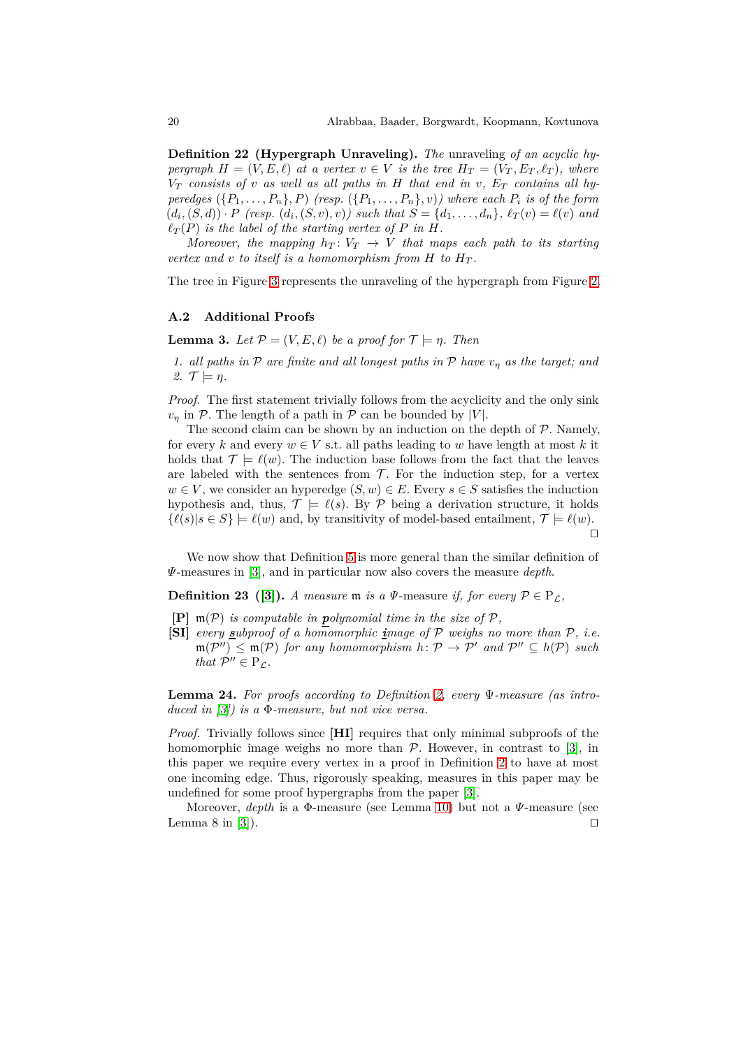**Definition 22 (Hypergraph Unraveling).** *The* unraveling *of an acyclic hypergraph $H = (V, E, \ell)$ at a vertex $v \in V$ is the tree $H_T = (V_T, E_T, \ell_T)$, where $V_T$ consists of $v$ as well as all paths in $H$ that end in $v$, $E_T$ contains all hyperedges $(\{P_1, \ldots, P_n\}, P)$ (resp. $(\{P_1, \ldots, P_n\}, v)$) where each $P_i$ is of the form $(d_i, (S, d)) \cdot P$ (resp. $(d_i, (S, v), v)$) such that $S = \{d_1, \ldots, d_n\}$, $\ell_T(v) = \ell(v)$ and $\ell_T(P)$ is the label of the starting vertex of $P$ in $H$.*

*Moreover, the mapping $h_T \colon V_T \to V$ that maps each path to its starting vertex and $v$ to itself is a homomorphism from $H$ to $H_T$.*

The tree in Figure 3 represents the unraveling of the hypergraph from Figure 2.

### A.2 Additional Proofs

**Lemma 3.** *Let $\mathcal{P} = (V, E, \ell)$ be a proof for $\mathcal{T} \models \eta$. Then*

1. *all paths in $\mathcal{P}$ are finite and all longest paths in $\mathcal{P}$ have $v_\eta$ as the target; and*
2. *$\mathcal{T} \models \eta$.*

*Proof.* The first statement trivially follows from the acyclicity and the only sink $v_\eta$ in $\mathcal{P}$. The length of a path in $\mathcal{P}$ can be bounded by $|V|$.

The second claim can be shown by an induction on the depth of $\mathcal{P}$. Namely, for every $k$ and every $w \in V$ s.t. all paths leading to $w$ have length at most $k$ it holds that $\mathcal{T} \models \ell(w)$. The induction base follows from the fact that the leaves are labeled with the sentences from $\mathcal{T}$. For the induction step, for a vertex $w \in V$, we consider an hyperedge $(S, w) \in E$. Every $s \in S$ satisfies the induction hypothesis and, thus, $\mathcal{T} \models \ell(s)$. By $\mathcal{P}$ being a derivation structure, it holds $\{\ell(s) | s \in S\} \models \ell(w)$ and, by transitivity of model-based entailment, $\mathcal{T} \models \ell(w)$. ◻

We now show that Definition 5 is more general than the similar definition of *Ψ*-measures in [3], and in particular now also covers the measure *depth*.

**Definition 23 ([3]).** *A* measure $\mathfrak{m}$ *is a* Ψ-measure *if, for every $\mathcal{P} \in \mathrm{P}_\mathcal{L}$,*

- **[P]** *$\mathfrak{m}(\mathcal{P})$ is computable in **p**olynomial time in the size of $\mathcal{P}$,*
- **[SI]** *every **s**ubproof of a homomorphic **i**mage of $\mathcal{P}$ weighs no more than $\mathcal{P}$, i.e. $\mathfrak{m}(\mathcal{P}'') \leq \mathfrak{m}(\mathcal{P})$ for any homomorphism $h \colon \mathcal{P} \to \mathcal{P}'$ and $\mathcal{P}'' \subseteq h(\mathcal{P})$ such that $\mathcal{P}'' \in \mathrm{P}_\mathcal{L}$.*

**Lemma 24.** *For proofs according to Definition 2, every Ψ-measure (as introduced in [3]) is a Φ-measure, but not vice versa.*

*Proof.* Trivially follows since **[HI]** requires that only minimal subproofs of the homomorphic image weighs no more than $\mathcal{P}$. However, in contrast to [3], in this paper we require every vertex in a proof in Definition 2 to have at most one incoming edge. Thus, rigorously speaking, measures in this paper may be undefined for some proof hypergraphs from the paper [3].

Moreover, *depth* is a Φ-measure (see Lemma 10) but not a *Ψ*-measure (see Lemma 8 in [3]). ◻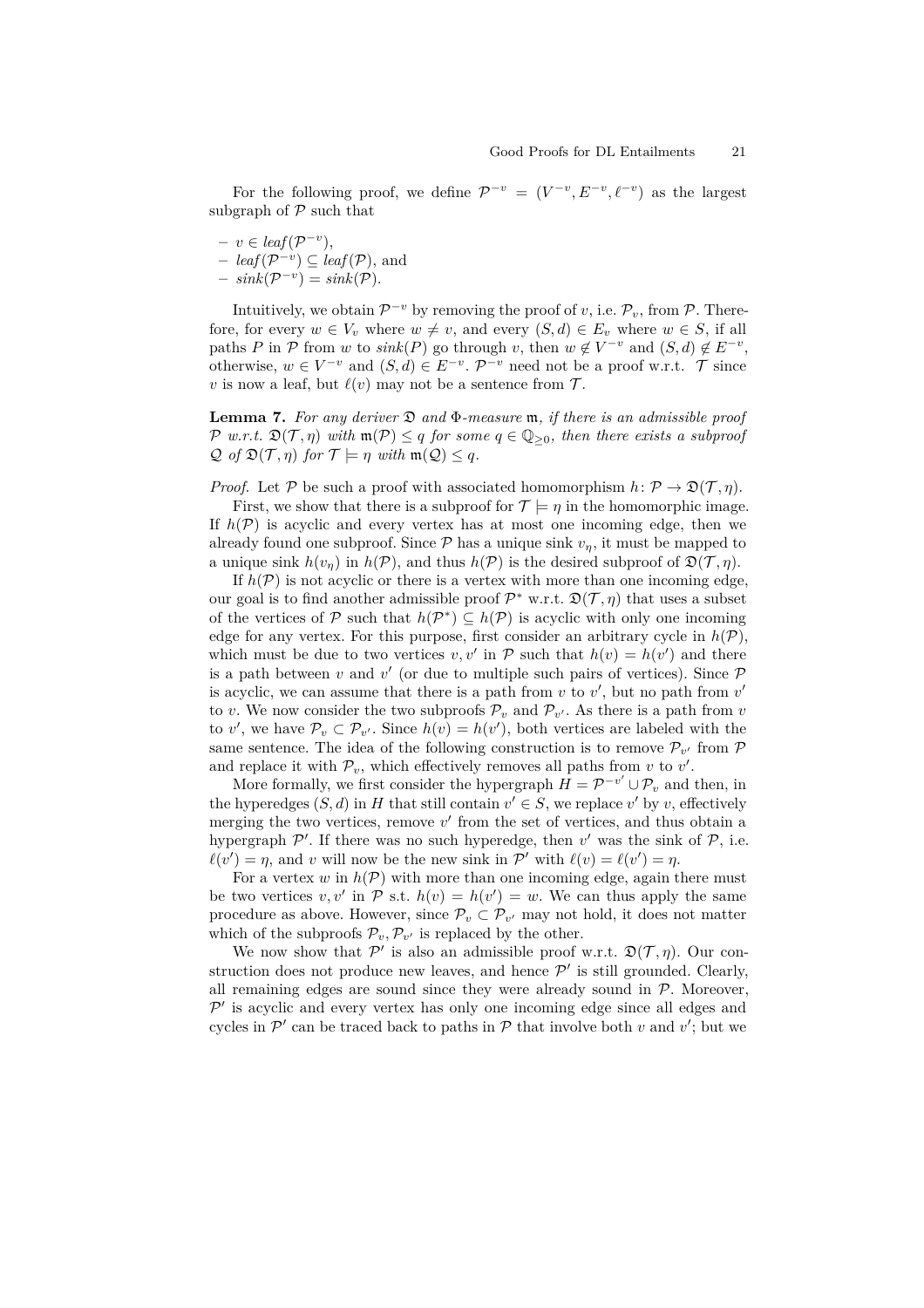For the following proof, we define $\mathcal{P}^{-v} = (V^{-v}, E^{-v}, \ell^{-v})$ as the largest subgraph of $\mathcal{P}$ such that

- $v \in \mathit{leaf}(\mathcal{P}^{-v})$,
- $\mathit{leaf}(\mathcal{P}^{-v}) \subseteq \mathit{leaf}(\mathcal{P})$, and
- $\mathit{sink}(\mathcal{P}^{-v}) = \mathit{sink}(\mathcal{P})$.

Intuitively, we obtain $\mathcal{P}^{-v}$ by removing the proof of $v$, i.e. $\mathcal{P}_v$, from $\mathcal{P}$. Therefore, for every $w \in V_v$ where $w \neq v$, and every $(S, d) \in E_v$ where $w \in S$, if all paths $P$ in $\mathcal{P}$ from $w$ to $\mathit{sink}(P)$ go through $v$, then $w \notin V^{-v}$ and $(S, d) \notin E^{-v}$, otherwise, $w \in V^{-v}$ and $(S, d) \in E^{-v}$. $\mathcal{P}^{-v}$ need not be a proof w.r.t. $\mathcal{T}$ since $v$ is now a leaf, but $\ell(v)$ may not be a sentence from $\mathcal{T}$.

**Lemma 7.** *For any deriver $\mathfrak{D}$ and $\Phi$-measure $\mathfrak{m}$, if there is an admissible proof $\mathcal{P}$ w.r.t. $\mathfrak{D}(\mathcal{T}, \eta)$ with $\mathfrak{m}(\mathcal{P}) \leq q$ for some $q \in \mathbb{Q}_{\geq 0}$, then there exists a subproof $\mathcal{Q}$ of $\mathfrak{D}(\mathcal{T}, \eta)$ for $\mathcal{T} \models \eta$ with $\mathfrak{m}(\mathcal{Q}) \leq q$.*

*Proof.* Let $\mathcal{P}$ be such a proof with associated homomorphism $h\colon \mathcal{P} \to \mathfrak{D}(\mathcal{T}, \eta)$.

First, we show that there is a subproof for $\mathcal{T} \models \eta$ in the homomorphic image. If $h(\mathcal{P})$ is acyclic and every vertex has at most one incoming edge, then we already found one subproof. Since $\mathcal{P}$ has a unique sink $v_\eta$, it must be mapped to a unique sink $h(v_\eta)$ in $h(\mathcal{P})$, and thus $h(\mathcal{P})$ is the desired subproof of $\mathfrak{D}(\mathcal{T}, \eta)$.

If $h(\mathcal{P})$ is not acyclic or there is a vertex with more than one incoming edge, our goal is to find another admissible proof $\mathcal{P}^*$ w.r.t. $\mathfrak{D}(\mathcal{T}, \eta)$ that uses a subset of the vertices of $\mathcal{P}$ such that $h(\mathcal{P}^*) \subseteq h(\mathcal{P})$ is acyclic with only one incoming edge for any vertex. For this purpose, first consider an arbitrary cycle in $h(\mathcal{P})$, which must be due to two vertices $v, v'$ in $\mathcal{P}$ such that $h(v) = h(v')$ and there is a path between $v$ and $v'$ (or due to multiple such pairs of vertices). Since $\mathcal{P}$ is acyclic, we can assume that there is a path from $v$ to $v'$, but no path from $v'$ to $v$. We now consider the two subproofs $\mathcal{P}_v$ and $\mathcal{P}_{v'}$. As there is a path from $v$ to $v'$, we have $\mathcal{P}_v \subset \mathcal{P}_{v'}$. Since $h(v) = h(v')$, both vertices are labeled with the same sentence. The idea of the following construction is to remove $\mathcal{P}_{v'}$ from $\mathcal{P}$ and replace it with $\mathcal{P}_v$, which effectively removes all paths from $v$ to $v'$.

More formally, we first consider the hypergraph $H = \mathcal{P}^{-v'} \cup \mathcal{P}_v$ and then, in the hyperedges $(S, d)$ in $H$ that still contain $v' \in S$, we replace $v'$ by $v$, effectively merging the two vertices, remove $v'$ from the set of vertices, and thus obtain a hypergraph $\mathcal{P}'$. If there was no such hyperedge, then $v'$ was the sink of $\mathcal{P}$, i.e. $\ell(v') = \eta$, and $v$ will now be the new sink in $\mathcal{P}'$ with $\ell(v) = \ell(v') = \eta$.

For a vertex $w$ in $h(\mathcal{P})$ with more than one incoming edge, again there must be two vertices $v, v'$ in $\mathcal{P}$ s.t. $h(v) = h(v') = w$. We can thus apply the same procedure as above. However, since $\mathcal{P}_v \subset \mathcal{P}_{v'}$ may not hold, it does not matter which of the subproofs $\mathcal{P}_v, \mathcal{P}_{v'}$ is replaced by the other.

We now show that $\mathcal{P}'$ is also an admissible proof w.r.t. $\mathfrak{D}(\mathcal{T}, \eta)$. Our construction does not produce new leaves, and hence $\mathcal{P}'$ is still grounded. Clearly, all remaining edges are sound since they were already sound in $\mathcal{P}$. Moreover, $\mathcal{P}'$ is acyclic and every vertex has only one incoming edge since all edges and cycles in $\mathcal{P}'$ can be traced back to paths in $\mathcal{P}$ that involve both $v$ and $v'$; but we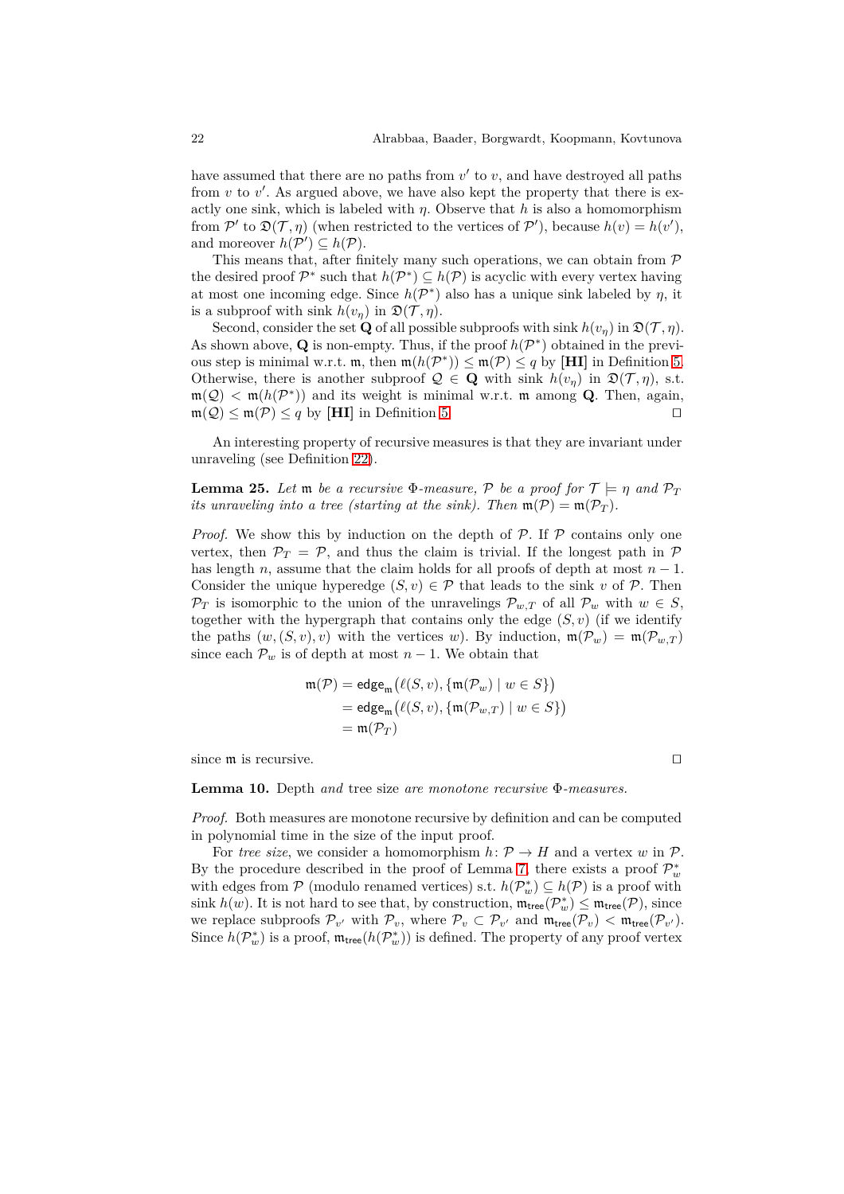have assumed that there are no paths from $v'$ to $v$, and have destroyed all paths from $v$ to $v'$. As argued above, we have also kept the property that there is exactly one sink, which is labeled with $\eta$. Observe that $h$ is also a homomorphism from $\mathcal{P}'$ to $\mathfrak{D}(\mathcal{T},\eta)$ (when restricted to the vertices of $\mathcal{P}'$), because $h(v) = h(v')$, and moreover $h(\mathcal{P}') \subseteq h(\mathcal{P})$.

This means that, after finitely many such operations, we can obtain from $\mathcal{P}$ the desired proof $\mathcal{P}^*$ such that $h(\mathcal{P}^*) \subseteq h(\mathcal{P})$ is acyclic with every vertex having at most one incoming edge. Since $h(\mathcal{P}^*)$ also has a unique sink labeled by $\eta$, it is a subproof with sink $h(v_\eta)$ in $\mathfrak{D}(\mathcal{T},\eta)$.

Second, consider the set $\mathbf{Q}$ of all possible subproofs with sink $h(v_\eta)$ in $\mathfrak{D}(\mathcal{T},\eta)$. As shown above, $\mathbf{Q}$ is non-empty. Thus, if the proof $h(\mathcal{P}^*)$ obtained in the previous step is minimal w.r.t. $\mathfrak{m}$, then $\mathfrak{m}(h(\mathcal{P}^*)) \leq \mathfrak{m}(\mathcal{P}) \leq q$ by **[HI]** in Definition 5. Otherwise, there is another subproof $\mathcal{Q} \in \mathbf{Q}$ with sink $h(v_\eta)$ in $\mathfrak{D}(\mathcal{T},\eta)$, s.t. $\mathfrak{m}(\mathcal{Q}) < \mathfrak{m}(h(\mathcal{P}^*))$ and its weight is minimal w.r.t. $\mathfrak{m}$ among $\mathbf{Q}$. Then, again, $\mathfrak{m}(\mathcal{Q}) \leq \mathfrak{m}(\mathcal{P}) \leq q$ by **[HI]** in Definition 5. ◻

An interesting property of recursive measures is that they are invariant under unraveling (see Definition 22).

**Lemma 25.** *Let $\mathfrak{m}$ be a recursive $\Phi$-measure, $\mathcal{P}$ be a proof for $\mathcal{T} \models \eta$ and $\mathcal{P}_T$ its unraveling into a tree (starting at the sink). Then $\mathfrak{m}(\mathcal{P}) = \mathfrak{m}(\mathcal{P}_T)$.*

*Proof.* We show this by induction on the depth of $\mathcal{P}$. If $\mathcal{P}$ contains only one vertex, then $\mathcal{P}_T = \mathcal{P}$, and thus the claim is trivial. If the longest path in $\mathcal{P}$ has length $n$, assume that the claim holds for all proofs of depth at most $n-1$. Consider the unique hyperedge $(S,v) \in \mathcal{P}$ that leads to the sink $v$ of $\mathcal{P}$. Then $\mathcal{P}_T$ is isomorphic to the union of the unravelings $\mathcal{P}_{w,T}$ of all $\mathcal{P}_w$ with $w \in S$, together with the hypergraph that contains only the edge $(S,v)$ (if we identify the paths $(w,(S,v),v)$ with the vertices $w$). By induction, $\mathfrak{m}(\mathcal{P}_w) = \mathfrak{m}(\mathcal{P}_{w,T})$ since each $\mathcal{P}_w$ is of depth at most $n-1$. We obtain that

$$
\begin{aligned}
\mathfrak{m}(\mathcal{P}) &= \mathsf{edge}_{\mathfrak{m}}\big(\ell(S,v), \{\mathfrak{m}(\mathcal{P}_w) \mid w \in S\}\big) \\
&= \mathsf{edge}_{\mathfrak{m}}\big(\ell(S,v), \{\mathfrak{m}(\mathcal{P}_{w,T}) \mid w \in S\}\big) \\
&= \mathfrak{m}(\mathcal{P}_T)
\end{aligned}
$$

since $\mathfrak{m}$ is recursive. ◻

**Lemma 10.** Depth *and* tree size *are monotone recursive $\Phi$-measures.*

*Proof.* Both measures are monotone recursive by definition and can be computed in polynomial time in the size of the input proof.

For *tree size*, we consider a homomorphism $h\colon \mathcal{P} \to H$ and a vertex $w$ in $\mathcal{P}$. By the procedure described in the proof of Lemma 7, there exists a proof $\mathcal{P}^*_w$ with edges from $\mathcal{P}$ (modulo renamed vertices) s.t. $h(\mathcal{P}^*_w) \subseteq h(\mathcal{P})$ is a proof with sink $h(w)$. It is not hard to see that, by construction, $\mathfrak{m}_{\mathsf{tree}}(\mathcal{P}^*_w) \leq \mathfrak{m}_{\mathsf{tree}}(\mathcal{P})$, since we replace subproofs $\mathcal{P}_{v'}$ with $\mathcal{P}_v$, where $\mathcal{P}_v \subset \mathcal{P}_{v'}$ and $\mathfrak{m}_{\mathsf{tree}}(\mathcal{P}_v) < \mathfrak{m}_{\mathsf{tree}}(\mathcal{P}_{v'})$. Since $h(\mathcal{P}^*_w)$ is a proof, $\mathfrak{m}_{\mathsf{tree}}(h(\mathcal{P}^*_w))$ is defined. The property of any proof vertex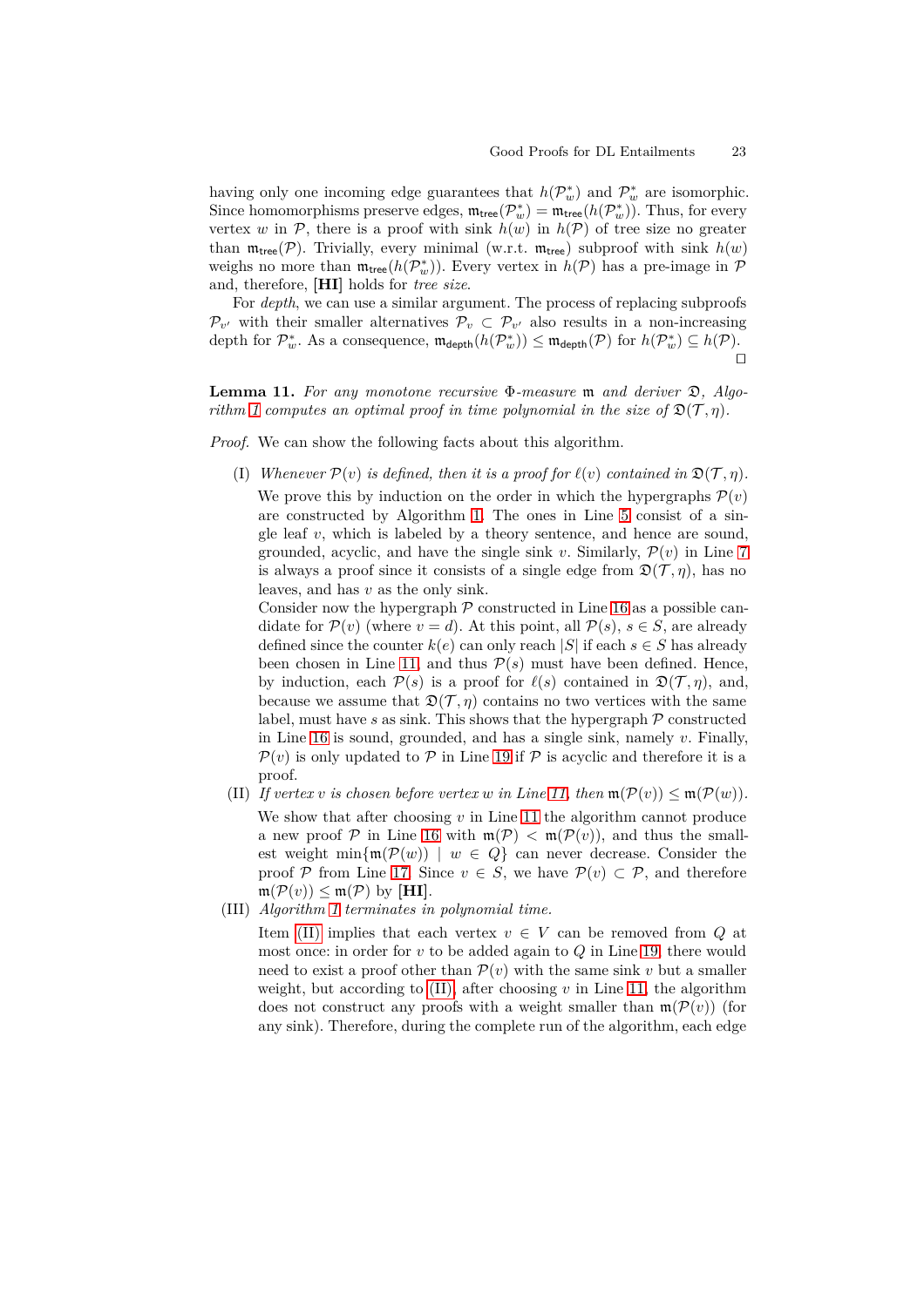having only one incoming edge guarantees that $h(\mathcal{P}_w^*)$ and $\mathcal{P}_w^*$ are isomorphic. Since homomorphisms preserve edges, $\mathfrak{m}_{\mathsf{tree}}(\mathcal{P}_w^*) = \mathfrak{m}_{\mathsf{tree}}(h(\mathcal{P}_w^*))$. Thus, for every vertex $w$ in $\mathcal{P}$, there is a proof with sink $h(w)$ in $h(\mathcal{P})$ of tree size no greater than $\mathfrak{m}_{\mathsf{tree}}(\mathcal{P})$. Trivially, every minimal (w.r.t. $\mathfrak{m}_{\mathsf{tree}}$) subproof with sink $h(w)$ weighs no more than $\mathfrak{m}_{\mathsf{tree}}(h(\mathcal{P}_w^*))$. Every vertex in $h(\mathcal{P})$ has a pre-image in $\mathcal{P}$ and, therefore, **[HI]** holds for *tree size*.

For *depth*, we can use a similar argument. The process of replacing subproofs $\mathcal{P}_{v'}$ with their smaller alternatives $\mathcal{P}_v \subset \mathcal{P}_{v'}$ also results in a non-increasing depth for $\mathcal{P}_w^*$. As a consequence, $\mathfrak{m}_{\mathsf{depth}}(h(\mathcal{P}_w^*)) \leq \mathfrak{m}_{\mathsf{depth}}(\mathcal{P})$ for $h(\mathcal{P}_w^*) \subseteq h(\mathcal{P})$. ◻

**Lemma 11.** *For any monotone recursive $\Phi$-measure $\mathfrak{m}$ and deriver $\mathfrak{D}$, Algorithm 1 computes an optimal proof in time polynomial in the size of $\mathfrak{D}(\mathcal{T}, \eta)$.*

*Proof.* We can show the following facts about this algorithm.

(I) *Whenever $\mathcal{P}(v)$ is defined, then it is a proof for $\ell(v)$ contained in $\mathfrak{D}(\mathcal{T}, \eta)$.*
We prove this by induction on the order in which the hypergraphs $\mathcal{P}(v)$ are constructed by Algorithm 1. The ones in Line 5 consist of a single leaf $v$, which is labeled by a theory sentence, and hence are sound, grounded, acyclic, and have the single sink $v$. Similarly, $\mathcal{P}(v)$ in Line 7 is always a proof since it consists of a single edge from $\mathfrak{D}(\mathcal{T}, \eta)$, has no leaves, and has $v$ as the only sink.
Consider now the hypergraph $\mathcal{P}$ constructed in Line 16 as a possible candidate for $\mathcal{P}(v)$ (where $v = d$). At this point, all $\mathcal{P}(s)$, $s \in S$, are already defined since the counter $k(e)$ can only reach $|S|$ if each $s \in S$ has already been chosen in Line 11, and thus $\mathcal{P}(s)$ must have been defined. Hence, by induction, each $\mathcal{P}(s)$ is a proof for $\ell(s)$ contained in $\mathfrak{D}(\mathcal{T}, \eta)$, and, because we assume that $\mathfrak{D}(\mathcal{T}, \eta)$ contains no two vertices with the same label, must have $s$ as sink. This shows that the hypergraph $\mathcal{P}$ constructed in Line 16 is sound, grounded, and has a single sink, namely $v$. Finally, $\mathcal{P}(v)$ is only updated to $\mathcal{P}$ in Line 19 if $\mathcal{P}$ is acyclic and therefore it is a proof.

(II) *If vertex $v$ is chosen before vertex $w$ in Line 11, then $\mathfrak{m}(\mathcal{P}(v)) \leq \mathfrak{m}(\mathcal{P}(w))$.*
We show that after choosing $v$ in Line 11 the algorithm cannot produce a new proof $\mathcal{P}$ in Line 16 with $\mathfrak{m}(\mathcal{P}) < \mathfrak{m}(\mathcal{P}(v))$, and thus the smallest weight $\min\{\mathfrak{m}(\mathcal{P}(w)) \mid w \in Q\}$ can never decrease. Consider the proof $\mathcal{P}$ from Line 17. Since $v \in S$, we have $\mathcal{P}(v) \subset \mathcal{P}$, and therefore $\mathfrak{m}(\mathcal{P}(v)) \leq \mathfrak{m}(\mathcal{P})$ by **[HI]**.

(III) *Algorithm 1 terminates in polynomial time.*
Item (II) implies that each vertex $v \in V$ can be removed from $Q$ at most once: in order for $v$ to be added again to $Q$ in Line 19, there would need to exist a proof other than $\mathcal{P}(v)$ with the same sink $v$ but a smaller weight, but according to (II), after choosing $v$ in Line 11, the algorithm does not construct any proofs with a weight smaller than $\mathfrak{m}(\mathcal{P}(v))$ (for any sink). Therefore, during the complete run of the algorithm, each edge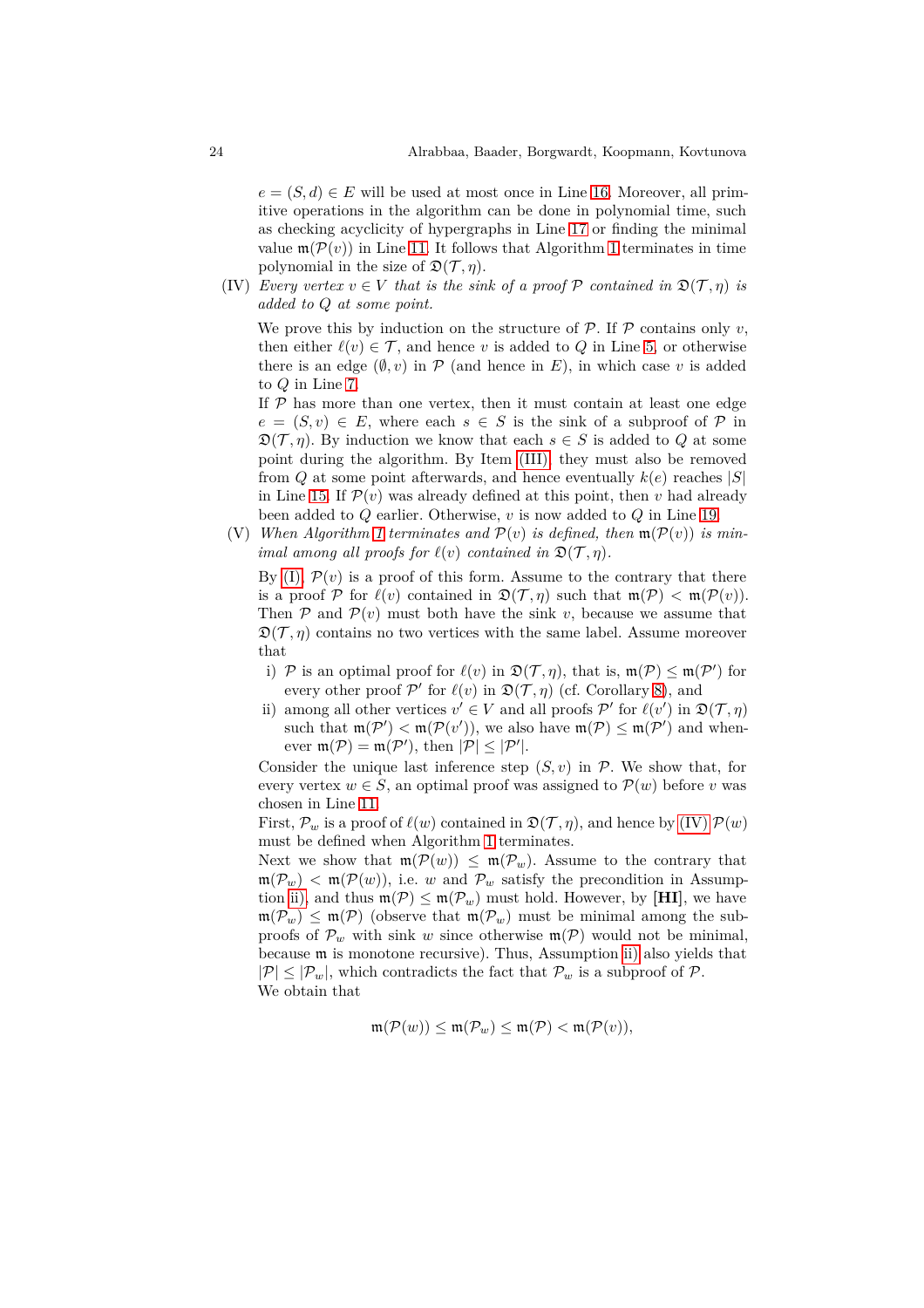$e = (S, d) \in E$ will be used at most once in Line 16. Moreover, all primitive operations in the algorithm can be done in polynomial time, such as checking acyclicity of hypergraphs in Line 17 or finding the minimal value $\mathfrak{m}(\mathcal{P}(v))$ in Line 11. It follows that Algorithm 1 terminates in time polynomial in the size of $\mathfrak{D}(\mathcal{T}, \eta)$.

(IV) *Every vertex $v \in V$ that is the sink of a proof $\mathcal{P}$ contained in $\mathfrak{D}(\mathcal{T}, \eta)$ is added to $Q$ at some point.*

We prove this by induction on the structure of $\mathcal{P}$. If $\mathcal{P}$ contains only $v$, then either $\ell(v) \in \mathcal{T}$, and hence $v$ is added to $Q$ in Line 5, or otherwise there is an edge $(\emptyset, v)$ in $\mathcal{P}$ (and hence in $E$), in which case $v$ is added to $Q$ in Line 7.

If $\mathcal{P}$ has more than one vertex, then it must contain at least one edge $e = (S, v) \in E$, where each $s \in S$ is the sink of a subproof of $\mathcal{P}$ in $\mathfrak{D}(\mathcal{T}, \eta)$. By induction we know that each $s \in S$ is added to $Q$ at some point during the algorithm. By Item (III), they must also be removed from $Q$ at some point afterwards, and hence eventually $k(e)$ reaches $|S|$ in Line 15. If $\mathcal{P}(v)$ was already defined at this point, then $v$ had already been added to $Q$ earlier. Otherwise, $v$ is now added to $Q$ in Line 19.

(V) *When Algorithm 1 terminates and $\mathcal{P}(v)$ is defined, then $\mathfrak{m}(\mathcal{P}(v))$ is minimal among all proofs for $\ell(v)$ contained in $\mathfrak{D}(\mathcal{T}, \eta)$.*

By (I), $\mathcal{P}(v)$ is a proof of this form. Assume to the contrary that there is a proof $\mathcal{P}$ for $\ell(v)$ contained in $\mathfrak{D}(\mathcal{T}, \eta)$ such that $\mathfrak{m}(\mathcal{P}) < \mathfrak{m}(\mathcal{P}(v))$. Then $\mathcal{P}$ and $\mathcal{P}(v)$ must both have the sink $v$, because we assume that $\mathfrak{D}(\mathcal{T}, \eta)$ contains no two vertices with the same label. Assume moreover that

i) $\mathcal{P}$ is an optimal proof for $\ell(v)$ in $\mathfrak{D}(\mathcal{T}, \eta)$, that is, $\mathfrak{m}(\mathcal{P}) \leq \mathfrak{m}(\mathcal{P}')$ for every other proof $\mathcal{P}'$ for $\ell(v)$ in $\mathfrak{D}(\mathcal{T}, \eta)$ (cf. Corollary 8), and

ii) among all other vertices $v' \in V$ and all proofs $\mathcal{P}'$ for $\ell(v')$ in $\mathfrak{D}(\mathcal{T}, \eta)$ such that $\mathfrak{m}(\mathcal{P}') < \mathfrak{m}(\mathcal{P}(v'))$, we also have $\mathfrak{m}(\mathcal{P}) \leq \mathfrak{m}(\mathcal{P}')$ and whenever $\mathfrak{m}(\mathcal{P}) = \mathfrak{m}(\mathcal{P}')$, then $|\mathcal{P}| \leq |\mathcal{P}'|$.

Consider the unique last inference step $(S, v)$ in $\mathcal{P}$. We show that, for every vertex $w \in S$, an optimal proof was assigned to $\mathcal{P}(w)$ before $v$ was chosen in Line 11.

First, $\mathcal{P}_w$ is a proof of $\ell(w)$ contained in $\mathfrak{D}(\mathcal{T}, \eta)$, and hence by (IV) $\mathcal{P}(w)$ must be defined when Algorithm 1 terminates.

Next we show that $\mathfrak{m}(\mathcal{P}(w)) \leq \mathfrak{m}(\mathcal{P}_w)$. Assume to the contrary that $\mathfrak{m}(\mathcal{P}_w) < \mathfrak{m}(\mathcal{P}(w))$, i.e. $w$ and $\mathcal{P}_w$ satisfy the precondition in Assumption ii), and thus $\mathfrak{m}(\mathcal{P}) \leq \mathfrak{m}(\mathcal{P}_w)$ must hold. However, by **[HI]**, we have $\mathfrak{m}(\mathcal{P}_w) \leq \mathfrak{m}(\mathcal{P})$ (observe that $\mathfrak{m}(\mathcal{P}_w)$ must be minimal among the subproofs of $\mathcal{P}_w$ with sink $w$ since otherwise $\mathfrak{m}(\mathcal{P})$ would not be minimal, because $\mathfrak{m}$ is monotone recursive). Thus, Assumption ii) also yields that $|\mathcal{P}| \leq |\mathcal{P}_w|$, which contradicts the fact that $\mathcal{P}_w$ is a subproof of $\mathcal{P}$.

We obtain that

$$\mathfrak{m}(\mathcal{P}(w)) \leq \mathfrak{m}(\mathcal{P}_w) \leq \mathfrak{m}(\mathcal{P}) < \mathfrak{m}(\mathcal{P}(v)),$$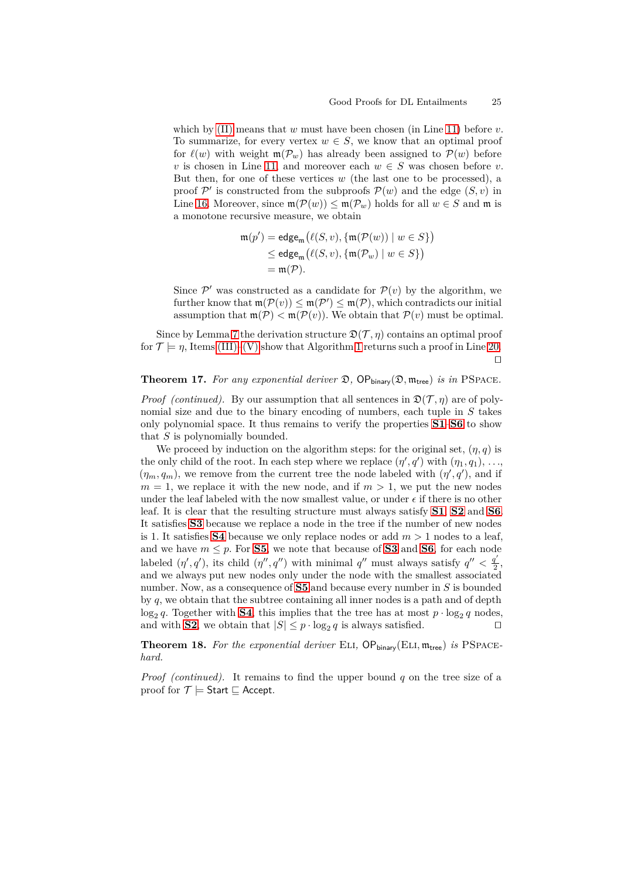which by (II) means that $w$ must have been chosen (in Line 11) before $v$. To summarize, for every vertex $w \in S$, we know that an optimal proof for $\ell(w)$ with weight $\mathfrak{m}(\mathcal{P}_w)$ has already been assigned to $\mathcal{P}(w)$ before $v$ is chosen in Line 11, and moreover each $w \in S$ was chosen before $v$. But then, for one of these vertices $w$ (the last one to be processed), a proof $\mathcal{P}'$ is constructed from the subproofs $\mathcal{P}(w)$ and the edge $(S, v)$ in Line 16. Moreover, since $\mathfrak{m}(\mathcal{P}(w)) \leq \mathfrak{m}(\mathcal{P}_w)$ holds for all $w \in S$ and $\mathfrak{m}$ is a monotone recursive measure, we obtain

$$\begin{aligned}\mathfrak{m}(p') &= \mathsf{edge}_{\mathsf{m}}\big(\ell(S, v), \{\mathfrak{m}(\mathcal{P}(w)) \mid w \in S\}\big) \\ &\leq \mathsf{edge}_{\mathsf{m}}\big(\ell(S, v), \{\mathfrak{m}(\mathcal{P}_w) \mid w \in S\}\big) \\ &= \mathfrak{m}(\mathcal{P}).\end{aligned}$$

Since $\mathcal{P}'$ was constructed as a candidate for $\mathcal{P}(v)$ by the algorithm, we further know that $\mathfrak{m}(\mathcal{P}(v)) \leq \mathfrak{m}(\mathcal{P}') \leq \mathfrak{m}(\mathcal{P})$, which contradicts our initial assumption that $\mathfrak{m}(\mathcal{P}) < \mathfrak{m}(\mathcal{P}(v))$. We obtain that $\mathcal{P}(v)$ must be optimal.

Since by Lemma 7 the derivation structure $\mathfrak{D}(\mathcal{T}, \eta)$ contains an optimal proof for $\mathcal{T} \models \eta$, Items (III)–(V) show that Algorithm 1 returns such a proof in Line 20. ◻

**Theorem 17.** *For any exponential deriver $\mathfrak{D}$, $\mathsf{OP}_{\mathsf{binary}}(\mathfrak{D}, \mathfrak{m}_{\mathsf{tree}})$ is in* PSPACE.

*Proof (continued).* By our assumption that all sentences in $\mathfrak{D}(\mathcal{T}, \eta)$ are of polynomial size and due to the binary encoding of numbers, each tuple in $S$ takes only polynomial space. It thus remains to verify the properties **S1**–**S6** to show that $S$ is polynomially bounded.

We proceed by induction on the algorithm steps: for the original set, $(\eta, q)$ is the only child of the root. In each step where we replace $(\eta', q')$ with $(\eta_1, q_1)$, ..., $(\eta_m, q_m)$, we remove from the current tree the node labeled with $(\eta', q')$, and if $m = 1$, we replace it with the new node, and if $m > 1$, we put the new nodes under the leaf labeled with the now smallest value, or under $\epsilon$ if there is no other leaf. It is clear that the resulting structure must always satisfy **S1**, **S2** and **S6**. It satisfies **S3** because we replace a node in the tree if the number of new nodes is 1. It satisfies **S4** because we only replace nodes or add $m > 1$ nodes to a leaf, and we have $m \leq p$. For **S5**, we note that because of **S3** and **S6**, for each node labeled $(\eta', q')$, its child $(\eta'', q'')$ with minimal $q''$ must always satisfy $q'' < \frac{q'}{2}$, and we always put new nodes only under the node with the smallest associated number. Now, as a consequence of **S5** and because every number in $S$ is bounded by $q$, we obtain that the subtree containing all inner nodes is a path and of depth $\log_2 q$. Together with **S4**, this implies that the tree has at most $p \cdot \log_2 q$ nodes, and with **S2**, we obtain that $|S| \leq p \cdot \log_2 q$ is always satisfied. ◻

**Theorem 18.** *For the exponential deriver* ELI*, $\mathsf{OP}_{\mathsf{binary}}(\text{ELI}, \mathfrak{m}_{\mathsf{tree}})$ is* PSPACE*-hard.*

*Proof (continued).* It remains to find the upper bound $q$ on the tree size of a proof for $\mathcal{T} \models \mathsf{Start} \sqsubseteq \mathsf{Accept}$.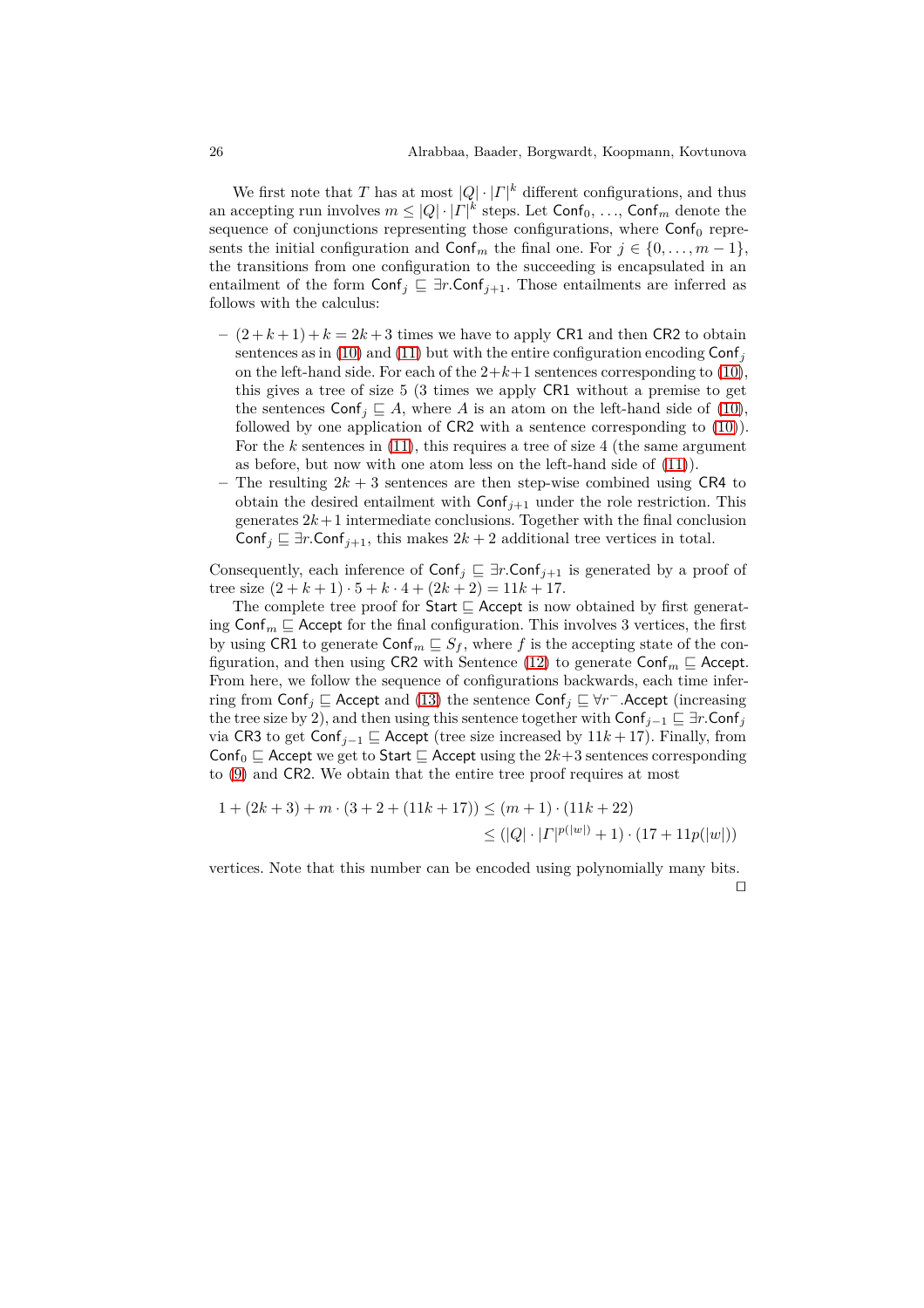We first note that $T$ has at most $|Q| \cdot |\Gamma|^k$ different configurations, and thus an accepting run involves $m \leq |Q| \cdot |\Gamma|^k$ steps. Let $\mathsf{Conf}_0, \ldots, \mathsf{Conf}_m$ denote the sequence of conjunctions representing those configurations, where $\mathsf{Conf}_0$ represents the initial configuration and $\mathsf{Conf}_m$ the final one. For $j \in \{0, \ldots, m-1\}$, the transitions from one configuration to the succeeding is encapsulated in an entailment of the form $\mathsf{Conf}_j \sqsubseteq \exists r.\mathsf{Conf}_{j+1}$. Those entailments are inferred as follows with the calculus:

- $(2+k+1)+k = 2k+3$ times we have to apply CR1 and then CR2 to obtain sentences as in (10) and (11) but with the entire configuration encoding $\mathsf{Conf}_j$ on the left-hand side. For each of the $2+k+1$ sentences corresponding to (10), this gives a tree of size 5 (3 times we apply CR1 without a premise to get the sentences $\mathsf{Conf}_j \sqsubseteq A$, where $A$ is an atom on the left-hand side of (10), followed by one application of CR2 with a sentence corresponding to (10)). For the $k$ sentences in (11), this requires a tree of size 4 (the same argument as before, but now with one atom less on the left-hand side of (11)).
- The resulting $2k+3$ sentences are then step-wise combined using CR4 to obtain the desired entailment with $\mathsf{Conf}_{j+1}$ under the role restriction. This generates $2k+1$ intermediate conclusions. Together with the final conclusion $\mathsf{Conf}_j \sqsubseteq \exists r.\mathsf{Conf}_{j+1}$, this makes $2k+2$ additional tree vertices in total.

Consequently, each inference of $\mathsf{Conf}_j \sqsubseteq \exists r.\mathsf{Conf}_{j+1}$ is generated by a proof of tree size $(2+k+1) \cdot 5 + k \cdot 4 + (2k+2) = 11k + 17$.

The complete tree proof for $\mathsf{Start} \sqsubseteq \mathsf{Accept}$ is now obtained by first generating $\mathsf{Conf}_m \sqsubseteq \mathsf{Accept}$ for the final configuration. This involves 3 vertices, the first by using CR1 to generate $\mathsf{Conf}_m \sqsubseteq S_f$, where $f$ is the accepting state of the configuration, and then using CR2 with Sentence (12) to generate $\mathsf{Conf}_m \sqsubseteq \mathsf{Accept}$. From here, we follow the sequence of configurations backwards, each time inferring from $\mathsf{Conf}_j \sqsubseteq \mathsf{Accept}$ and (13) the sentence $\mathsf{Conf}_j \sqsubseteq \forall r^-.\mathsf{Accept}$ (increasing the tree size by 2), and then using this sentence together with $\mathsf{Conf}_{j-1} \sqsubseteq \exists r.\mathsf{Conf}_j$ via CR3 to get $\mathsf{Conf}_{j-1} \sqsubseteq \mathsf{Accept}$ (tree size increased by $11k+17$). Finally, from $\mathsf{Conf}_0 \sqsubseteq \mathsf{Accept}$ we get to $\mathsf{Start} \sqsubseteq \mathsf{Accept}$ using the $2k+3$ sentences corresponding to (9) and CR2. We obtain that the entire tree proof requires at most

$$
\begin{aligned}
1 + (2k+3) + m \cdot (3 + 2 + (11k+17)) &\leq (m+1) \cdot (11k+22) \\
&\leq (|Q| \cdot |\Gamma|^{p(|w|)} + 1) \cdot (17 + 11p(|w|))
\end{aligned}
$$

vertices. Note that this number can be encoded using polynomially many bits. □